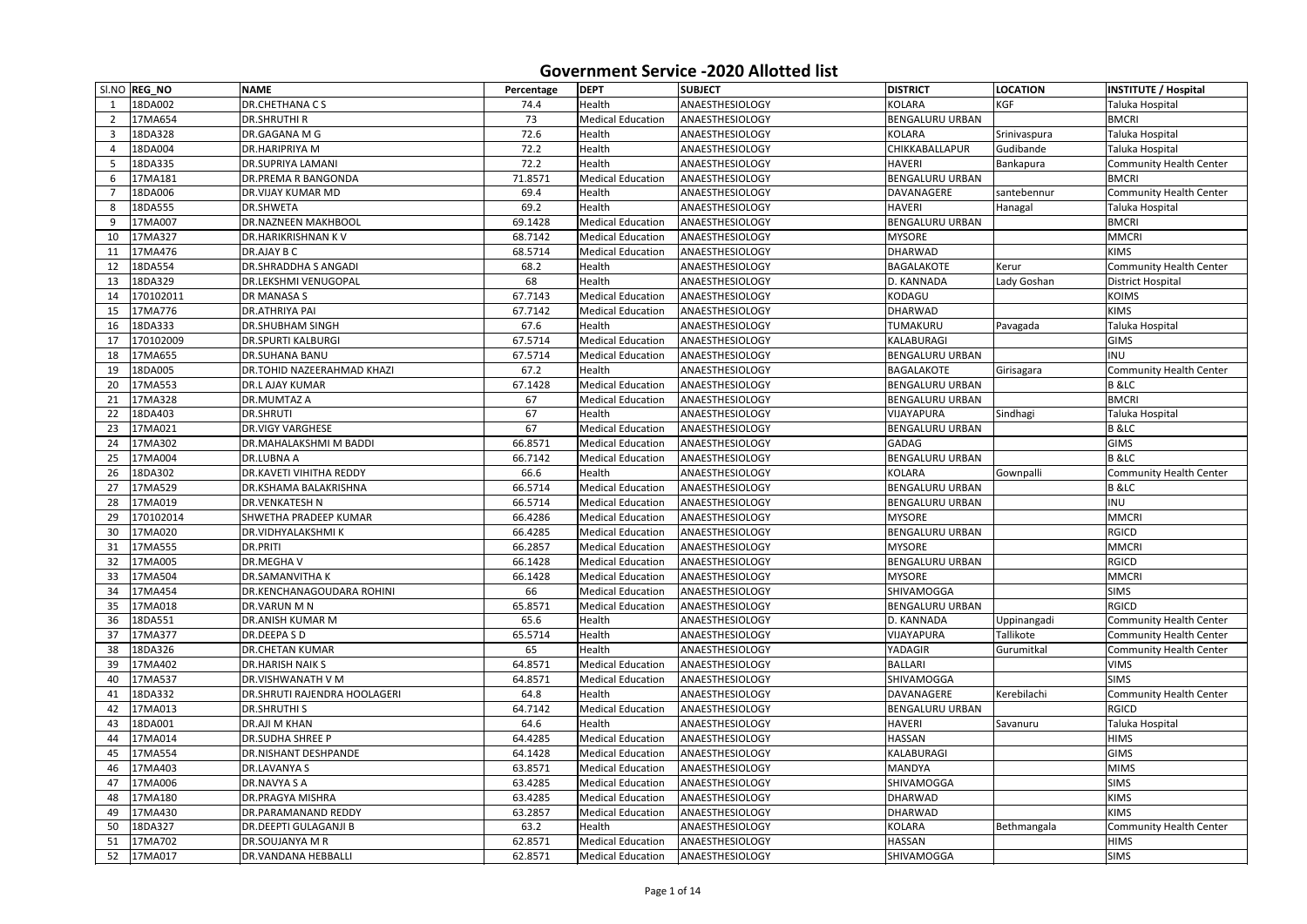# Government Service -2020 Allotted list

| Sl.NO | REG_NO | NAME | Percentage | DEPT | SUBJECT | DISTRICT | LOCATION | INSTITUTE / Hospital |
|---|---|---|---|---|---|---|---|---|
| 1 | 18DA002 | DR.CHETHANA C S | 74.4 | Health | ANAESTHESIOLOGY | KOLARA | KGF | Taluka Hospital |
| 2 | 17MA654 | DR.SHRUTHI R | 73 | Medical Education | ANAESTHESIOLOGY | BENGALURU URBAN | | BMCRI |
| 3 | 18DA328 | DR.GAGANA M G | 72.6 | Health | ANAESTHESIOLOGY | KOLARA | Srinivaspura | Taluka Hospital |
| 4 | 18DA004 | DR.HARIPRIYA M | 72.2 | Health | ANAESTHESIOLOGY | CHIKKABALLAPUR | Gudibande | Taluka Hospital |
| 5 | 18DA335 | DR.SUPRIYA LAMANI | 72.2 | Health | ANAESTHESIOLOGY | HAVERI | Bankapura | Community Health Center |
| 6 | 17MA181 | DR.PREMA R BANGONDA | 71.8571 | Medical Education | ANAESTHESIOLOGY | BENGALURU URBAN | | BMCRI |
| 7 | 18DA006 | DR.VIJAY KUMAR MD | 69.4 | Health | ANAESTHESIOLOGY | DAVANAGERE | santebennur | Community Health Center |
| 8 | 18DA555 | DR.SHWETA | 69.2 | Health | ANAESTHESIOLOGY | HAVERI | Hanagal | Taluka Hospital |
| 9 | 17MA007 | DR.NAZNEEN MAKHBOOL | 69.1428 | Medical Education | ANAESTHESIOLOGY | BENGALURU URBAN | | BMCRI |
| 10 | 17MA327 | DR.HARIKRISHNAN K V | 68.7142 | Medical Education | ANAESTHESIOLOGY | MYSORE | | MMCRI |
| 11 | 17MA476 | DR.AJAY B C | 68.5714 | Medical Education | ANAESTHESIOLOGY | DHARWAD | | KIMS |
| 12 | 18DA554 | DR.SHRADDHA S ANGADI | 68.2 | Health | ANAESTHESIOLOGY | BAGALAKOTE | Kerur | Community Health Center |
| 13 | 18DA329 | DR.LEKSHMI VENUGOPAL | 68 | Health | ANAESTHESIOLOGY | D. KANNADA | Lady Goshan | District Hospital |
| 14 | 170102011 | DR MANASA S | 67.7143 | Medical Education | ANAESTHESIOLOGY | KODAGU | | KOIMS |
| 15 | 17MA776 | DR.ATHRIYA PAI | 67.7142 | Medical Education | ANAESTHESIOLOGY | DHARWAD | | KIMS |
| 16 | 18DA333 | DR.SHUBHAM SINGH | 67.6 | Health | ANAESTHESIOLOGY | TUMAKURU | Pavagada | Taluka Hospital |
| 17 | 170102009 | DR.SPURTI KALBURGI | 67.5714 | Medical Education | ANAESTHESIOLOGY | KALABURAGI | | GIMS |
| 18 | 17MA655 | DR.SUHANA BANU | 67.5714 | Medical Education | ANAESTHESIOLOGY | BENGALURU URBAN | | INU |
| 19 | 18DA005 | DR.TOHID NAZEERAHMAD KHAZI | 67.2 | Health | ANAESTHESIOLOGY | BAGALAKOTE | Girisagara | Community Health Center |
| 20 | 17MA553 | DR.L AJAY KUMAR | 67.1428 | Medical Education | ANAESTHESIOLOGY | BENGALURU URBAN | | B &LC |
| 21 | 17MA328 | DR.MUMTAZ A | 67 | Medical Education | ANAESTHESIOLOGY | BENGALURU URBAN | | BMCRI |
| 22 | 18DA403 | DR.SHRUTI | 67 | Health | ANAESTHESIOLOGY | VIJAYAPURA | Sindhagi | Taluka Hospital |
| 23 | 17MA021 | DR.VIGY VARGHESE | 67 | Medical Education | ANAESTHESIOLOGY | BENGALURU URBAN | | B &LC |
| 24 | 17MA302 | DR.MAHALAKSHMI M BADDI | 66.8571 | Medical Education | ANAESTHESIOLOGY | GADAG | | GIMS |
| 25 | 17MA004 | DR.LUBNA A | 66.7142 | Medical Education | ANAESTHESIOLOGY | BENGALURU URBAN | | B &LC |
| 26 | 18DA302 | DR.KAVETI VIHITHA REDDY | 66.6 | Health | ANAESTHESIOLOGY | KOLARA | Gownpalli | Community Health Center |
| 27 | 17MA529 | DR.KSHAMA BALAKRISHNA | 66.5714 | Medical Education | ANAESTHESIOLOGY | BENGALURU URBAN | | B &LC |
| 28 | 17MA019 | DR.VENKATESH N | 66.5714 | Medical Education | ANAESTHESIOLOGY | BENGALURU URBAN | | INU |
| 29 | 170102014 | SHWETHA PRADEEP KUMAR | 66.4286 | Medical Education | ANAESTHESIOLOGY | MYSORE | | MMCRI |
| 30 | 17MA020 | DR.VIDHYALAKSHMI K | 66.4285 | Medical Education | ANAESTHESIOLOGY | BENGALURU URBAN | | RGICD |
| 31 | 17MA555 | DR.PRITI | 66.2857 | Medical Education | ANAESTHESIOLOGY | MYSORE | | MMCRI |
| 32 | 17MA005 | DR.MEGHA V | 66.1428 | Medical Education | ANAESTHESIOLOGY | BENGALURU URBAN | | RGICD |
| 33 | 17MA504 | DR.SAMANVITHA K | 66.1428 | Medical Education | ANAESTHESIOLOGY | MYSORE | | MMCRI |
| 34 | 17MA454 | DR.KENCHANAGOUDARA ROHINI | 66 | Medical Education | ANAESTHESIOLOGY | SHIVAMOGGA | | SIMS |
| 35 | 17MA018 | DR.VARUN M N | 65.8571 | Medical Education | ANAESTHESIOLOGY | BENGALURU URBAN | | RGICD |
| 36 | 18DA551 | DR.ANISH KUMAR M | 65.6 | Health | ANAESTHESIOLOGY | D. KANNADA | Uppinangadi | Community Health Center |
| 37 | 17MA377 | DR.DEEPA S D | 65.5714 | Health | ANAESTHESIOLOGY | VIJAYAPURA | Tallikote | Community Health Center |
| 38 | 18DA326 | DR.CHETAN KUMAR | 65 | Health | ANAESTHESIOLOGY | YADAGIR | Gurumitkal | Community Health Center |
| 39 | 17MA402 | DR.HARISH NAIK S | 64.8571 | Medical Education | ANAESTHESIOLOGY | BALLARI | | VIMS |
| 40 | 17MA537 | DR.VISHWANATH V M | 64.8571 | Medical Education | ANAESTHESIOLOGY | SHIVAMOGGA | | SIMS |
| 41 | 18DA332 | DR.SHRUTI RAJENDRA HOOLAGERI | 64.8 | Health | ANAESTHESIOLOGY | DAVANAGERE | Kerebilachi | Community Health Center |
| 42 | 17MA013 | DR.SHRUTHI S | 64.7142 | Medical Education | ANAESTHESIOLOGY | BENGALURU URBAN | | RGICD |
| 43 | 18DA001 | DR.AJI M KHAN | 64.6 | Health | ANAESTHESIOLOGY | HAVERI | Savanuru | Taluka Hospital |
| 44 | 17MA014 | DR.SUDHA SHREE P | 64.4285 | Medical Education | ANAESTHESIOLOGY | HASSAN | | HIMS |
| 45 | 17MA554 | DR.NISHANT DESHPANDE | 64.1428 | Medical Education | ANAESTHESIOLOGY | KALABURAGI | | GIMS |
| 46 | 17MA403 | DR.LAVANYA S | 63.8571 | Medical Education | ANAESTHESIOLOGY | MANDYA | | MIMS |
| 47 | 17MA006 | DR.NAVYA S A | 63.4285 | Medical Education | ANAESTHESIOLOGY | SHIVAMOGGA | | SIMS |
| 48 | 17MA180 | DR.PRAGYA MISHRA | 63.4285 | Medical Education | ANAESTHESIOLOGY | DHARWAD | | KIMS |
| 49 | 17MA430 | DR.PARAMANAND REDDY | 63.2857 | Medical Education | ANAESTHESIOLOGY | DHARWAD | | KIMS |
| 50 | 18DA327 | DR.DEEPTI GULAGANJI B | 63.2 | Health | ANAESTHESIOLOGY | KOLARA | Bethmangala | Community Health Center |
| 51 | 17MA702 | DR.SOUJANYA M R | 62.8571 | Medical Education | ANAESTHESIOLOGY | HASSAN | | HIMS |
| 52 | 17MA017 | DR.VANDANA HEBBALLI | 62.8571 | Medical Education | ANAESTHESIOLOGY | SHIVAMOGGA | | SIMS |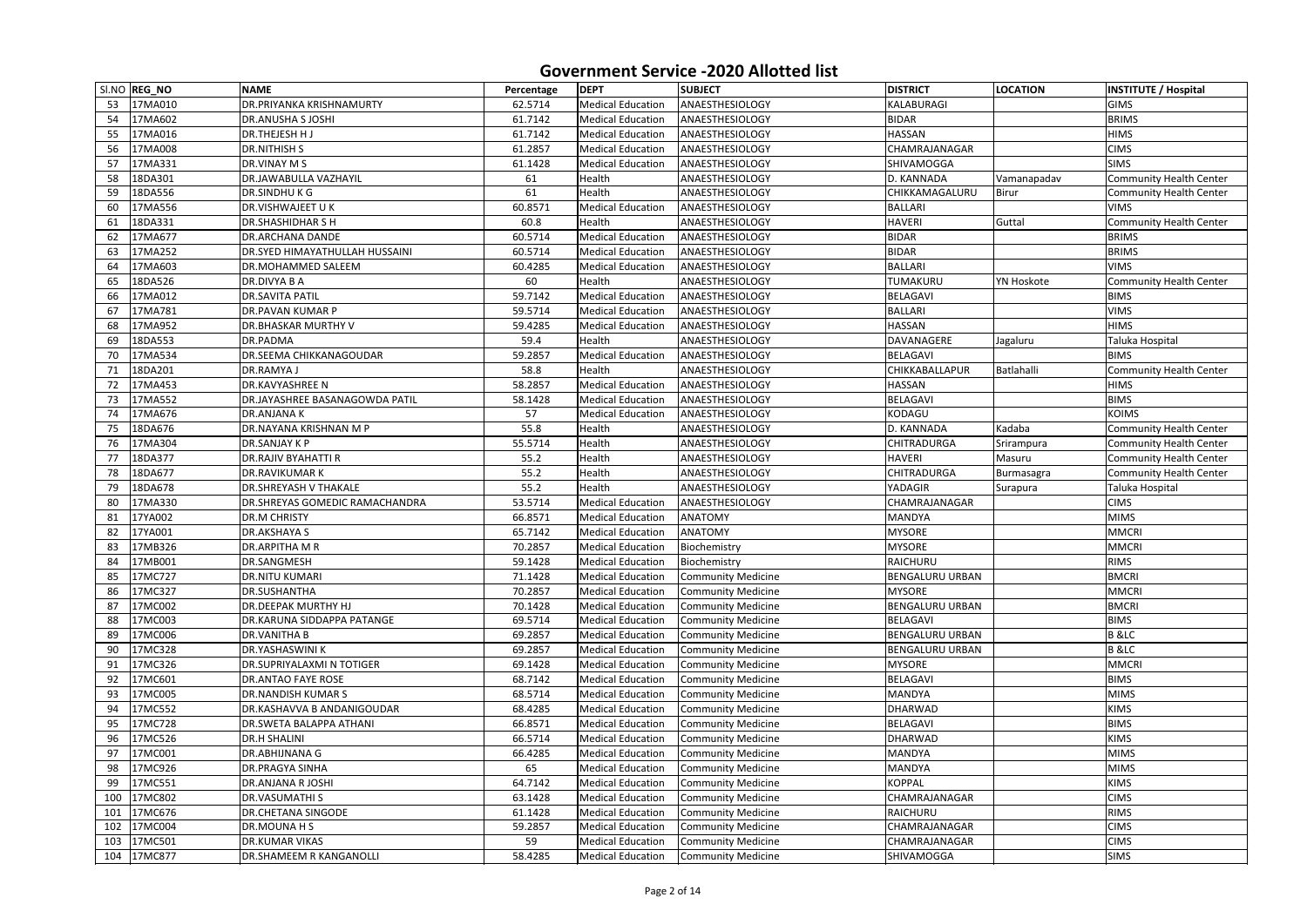# Government Service -2020 Allotted list

| Sl.NO | REG_NO | NAME | Percentage | DEPT | SUBJECT | DISTRICT | LOCATION | INSTITUTE / Hospital |
|---|---|---|---|---|---|---|---|---|
| 53 | 17MA010 | DR.PRIYANKA KRISHNAMURTY | 62.5714 | Medical Education | ANAESTHESIOLOGY | KALABURAGI | | GIMS |
| 54 | 17MA602 | DR.ANUSHA S JOSHI | 61.7142 | Medical Education | ANAESTHESIOLOGY | BIDAR | | BRIMS |
| 55 | 17MA016 | DR.THEJESH H J | 61.7142 | Medical Education | ANAESTHESIOLOGY | HASSAN | | HIMS |
| 56 | 17MA008 | DR.NITHISH S | 61.2857 | Medical Education | ANAESTHESIOLOGY | CHAMRAJANAGAR | | CIMS |
| 57 | 17MA331 | DR.VINAY M S | 61.1428 | Medical Education | ANAESTHESIOLOGY | SHIVAMOGGA | | SIMS |
| 58 | 18DA301 | DR.JAWABULLA VAZHAYIL | 61 | Health | ANAESTHESIOLOGY | D. KANNADA | Vamanapadav | Community Health Center |
| 59 | 18DA556 | DR.SINDHU K G | 61 | Health | ANAESTHESIOLOGY | CHIKKAMAGALURU | Birur | Community Health Center |
| 60 | 17MA556 | DR.VISHWAJEET U K | 60.8571 | Medical Education | ANAESTHESIOLOGY | BALLARI | | VIMS |
| 61 | 18DA331 | DR.SHASHIDHAR S H | 60.8 | Health | ANAESTHESIOLOGY | HAVERI | Guttal | Community Health Center |
| 62 | 17MA677 | DR.ARCHANA DANDE | 60.5714 | Medical Education | ANAESTHESIOLOGY | BIDAR | | BRIMS |
| 63 | 17MA252 | DR.SYED HIMAYATHULLAH HUSSAINI | 60.5714 | Medical Education | ANAESTHESIOLOGY | BIDAR | | BRIMS |
| 64 | 17MA603 | DR.MOHAMMED SALEEM | 60.4285 | Medical Education | ANAESTHESIOLOGY | BALLARI | | VIMS |
| 65 | 18DA526 | DR.DIVYA B A | 60 | Health | ANAESTHESIOLOGY | TUMAKURU | YN Hoskote | Community Health Center |
| 66 | 17MA012 | DR.SAVITA PATIL | 59.7142 | Medical Education | ANAESTHESIOLOGY | BELAGAVI | | BIMS |
| 67 | 17MA781 | DR.PAVAN KUMAR P | 59.5714 | Medical Education | ANAESTHESIOLOGY | BALLARI | | VIMS |
| 68 | 17MA952 | DR.BHASKAR MURTHY V | 59.4285 | Medical Education | ANAESTHESIOLOGY | HASSAN | | HIMS |
| 69 | 18DA553 | DR.PADMA | 59.4 | Health | ANAESTHESIOLOGY | DAVANAGERE | Jagaluru | Taluka Hospital |
| 70 | 17MA534 | DR.SEEMA CHIKKANAGOUDAR | 59.2857 | Medical Education | ANAESTHESIOLOGY | BELAGAVI | | BIMS |
| 71 | 18DA201 | DR.RAMYA J | 58.8 | Health | ANAESTHESIOLOGY | CHIKKABALLAPUR | Batlahalli | Community Health Center |
| 72 | 17MA453 | DR.KAVYASHREE N | 58.2857 | Medical Education | ANAESTHESIOLOGY | HASSAN | | HIMS |
| 73 | 17MA552 | DR.JAYASHREE BASANAGOWDA PATIL | 58.1428 | Medical Education | ANAESTHESIOLOGY | BELAGAVI | | BIMS |
| 74 | 17MA676 | DR.ANJANA K | 57 | Medical Education | ANAESTHESIOLOGY | KODAGU | | KOIMS |
| 75 | 18DA676 | DR.NAYANA KRISHNAN M P | 55.8 | Health | ANAESTHESIOLOGY | D. KANNADA | Kadaba | Community Health Center |
| 76 | 17MA304 | DR.SANJAY K P | 55.5714 | Health | ANAESTHESIOLOGY | CHITRADURGA | Srirampura | Community Health Center |
| 77 | 18DA377 | DR.RAJIV BYAHATTI R | 55.2 | Health | ANAESTHESIOLOGY | HAVERI | Masuru | Community Health Center |
| 78 | 18DA677 | DR.RAVIKUMAR K | 55.2 | Health | ANAESTHESIOLOGY | CHITRADURGA | Burmasagra | Community Health Center |
| 79 | 18DA678 | DR.SHREYASH V THAKALE | 55.2 | Health | ANAESTHESIOLOGY | YADAGIR | Surapura | Taluka Hospital |
| 80 | 17MA330 | DR.SHREYAS GOMEDIC RAMACHANDRA | 53.5714 | Medical Education | ANAESTHESIOLOGY | CHAMRAJANAGAR | | CIMS |
| 81 | 17YA002 | DR.M CHRISTY | 66.8571 | Medical Education | ANATOMY | MANDYA | | MIMS |
| 82 | 17YA001 | DR.AKSHAYA S | 65.7142 | Medical Education | ANATOMY | MYSORE | | MMCRI |
| 83 | 17MB326 | DR.ARPITHA M R | 70.2857 | Medical Education | Biochemistry | MYSORE | | MMCRI |
| 84 | 17MB001 | DR.SANGMESH | 59.1428 | Medical Education | Biochemistry | RAICHURU | | RIMS |
| 85 | 17MC727 | DR.NITU KUMARI | 71.1428 | Medical Education | Community Medicine | BENGALURU URBAN | | BMCRI |
| 86 | 17MC327 | DR.SUSHANTHA | 70.2857 | Medical Education | Community Medicine | MYSORE | | MMCRI |
| 87 | 17MC002 | DR.DEEPAK MURTHY HJ | 70.1428 | Medical Education | Community Medicine | BENGALURU URBAN | | BMCRI |
| 88 | 17MC003 | DR.KARUNA SIDDAPPA PATANGE | 69.5714 | Medical Education | Community Medicine | BELAGAVI | | BIMS |
| 89 | 17MC006 | DR.VANITHA B | 69.2857 | Medical Education | Community Medicine | BENGALURU URBAN | | B &LC |
| 90 | 17MC328 | DR.YASHASWINI K | 69.2857 | Medical Education | Community Medicine | BENGALURU URBAN | | B &LC |
| 91 | 17MC326 | DR.SUPRIYALAXMI N TOTIGER | 69.1428 | Medical Education | Community Medicine | MYSORE | | MMCRI |
| 92 | 17MC601 | DR.ANTAO FAYE ROSE | 68.7142 | Medical Education | Community Medicine | BELAGAVI | | BIMS |
| 93 | 17MC005 | DR.NANDISH KUMAR S | 68.5714 | Medical Education | Community Medicine | MANDYA | | MIMS |
| 94 | 17MC552 | DR.KASHAVVA B ANDANIGOUDAR | 68.4285 | Medical Education | Community Medicine | DHARWAD | | KIMS |
| 95 | 17MC728 | DR.SWETA BALAPPA ATHANI | 66.8571 | Medical Education | Community Medicine | BELAGAVI | | BIMS |
| 96 | 17MC526 | DR.H SHALINI | 66.5714 | Medical Education | Community Medicine | DHARWAD | | KIMS |
| 97 | 17MC001 | DR.ABHIJNANA G | 66.4285 | Medical Education | Community Medicine | MANDYA | | MIMS |
| 98 | 17MC926 | DR.PRAGYA SINHA | 65 | Medical Education | Community Medicine | MANDYA | | MIMS |
| 99 | 17MC551 | DR.ANJANA R JOSHI | 64.7142 | Medical Education | Community Medicine | KOPPAL | | KIMS |
| 100 | 17MC802 | DR.VASUMATHI S | 63.1428 | Medical Education | Community Medicine | CHAMRAJANAGAR | | CIMS |
| 101 | 17MC676 | DR.CHETANA SINGODE | 61.1428 | Medical Education | Community Medicine | RAICHURU | | RIMS |
| 102 | 17MC004 | DR.MOUNA H S | 59.2857 | Medical Education | Community Medicine | CHAMRAJANAGAR | | CIMS |
| 103 | 17MC501 | DR.KUMAR VIKAS | 59 | Medical Education | Community Medicine | CHAMRAJANAGAR | | CIMS |
| 104 | 17MC877 | DR.SHAMEEM R KANGANOLLI | 58.4285 | Medical Education | Community Medicine | SHIVAMOGGA | | SIMS |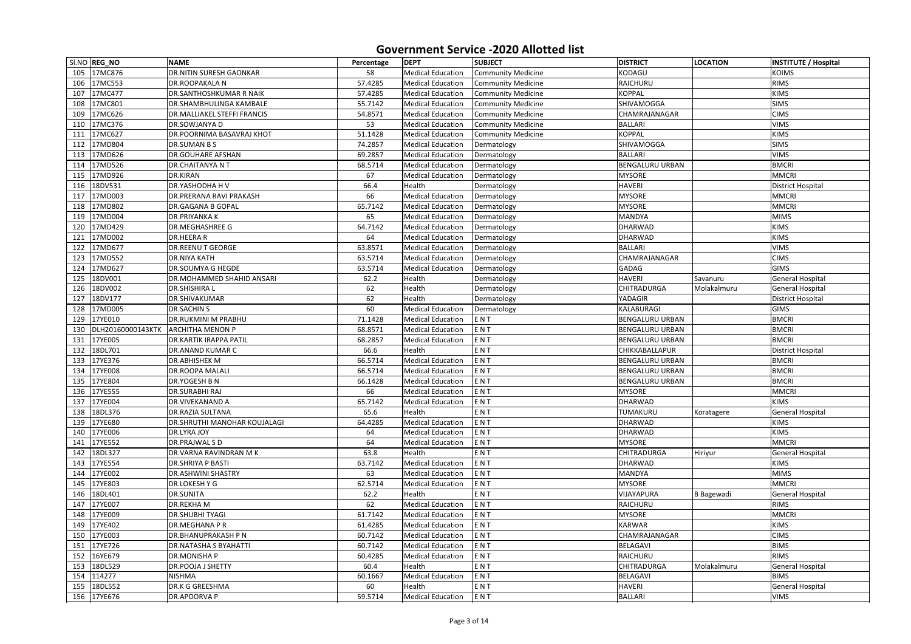# Government Service -2020 Allotted list

| Sl.NO | REG_NO | NAME | Percentage | DEPT | SUBJECT | DISTRICT | LOCATION | INSTITUTE / Hospital |
|---|---|---|---|---|---|---|---|---|
| 105 | 17MC876 | DR.NITIN SURESH GAONKAR | 58 | Medical Education | Community Medicine | KODAGU | | KOIMS |
| 106 | 17MC553 | DR.ROOPAKALA N | 57.4285 | Medical Education | Community Medicine | RAICHURU | | RIMS |
| 107 | 17MC477 | DR.SANTHOSHKUMAR R NAIK | 57.4285 | Medical Education | Community Medicine | KOPPAL | | KIMS |
| 108 | 17MC801 | DR.SHAMBHULINGA KAMBALE | 55.7142 | Medical Education | Community Medicine | SHIVAMOGGA | | SIMS |
| 109 | 17MC626 | DR.MALLIAKEL STEFFI FRANCIS | 54.8571 | Medical Education | Community Medicine | CHAMRAJANAGAR | | CIMS |
| 110 | 17MC376 | DR.SOWJANYA D | 53 | Medical Education | Community Medicine | BALLARI | | VIMS |
| 111 | 17MC627 | DR.POORNIMA BASAVRAJ KHOT | 51.1428 | Medical Education | Community Medicine | KOPPAL | | KIMS |
| 112 | 17MD804 | DR.SUMAN B S | 74.2857 | Medical Education | Dermatology | SHIVAMOGGA | | SIMS |
| 113 | 17MD626 | DR.GOUHARE AFSHAN | 69.2857 | Medical Education | Dermatology | BALLARI | | VIMS |
| 114 | 17MD526 | DR.CHAITANYA N T | 68.5714 | Medical Education | Dermatology | BENGALURU URBAN | | BMCRI |
| 115 | 17MD926 | DR.KIRAN | 67 | Medical Education | Dermatology | MYSORE | | MMCRI |
| 116 | 18DV531 | DR.YASHODHA H V | 66.4 | Health | Dermatology | HAVERI | | District Hospital |
| 117 | 17MD003 | DR.PRERANA RAVI PRAKASH | 66 | Medical Education | Dermatology | MYSORE | | MMCRI |
| 118 | 17MD802 | DR.GAGANA B GOPAL | 65.7142 | Medical Education | Dermatology | MYSORE | | MMCRI |
| 119 | 17MD004 | DR.PRIYANKA K | 65 | Medical Education | Dermatology | MANDYA | | MIMS |
| 120 | 17MD429 | DR.MEGHASHREE G | 64.7142 | Medical Education | Dermatology | DHARWAD | | KIMS |
| 121 | 17MD002 | DR.HEERA R | 64 | Medical Education | Dermatology | DHARWAD | | KIMS |
| 122 | 17MD677 | DR.REENU T GEORGE | 63.8571 | Medical Education | Dermatology | BALLARI | | VIMS |
| 123 | 17MD552 | DR.NIYA KATH | 63.5714 | Medical Education | Dermatology | CHAMRAJANAGAR | | CIMS |
| 124 | 17MD627 | DR.SOUMYA G HEGDE | 63.5714 | Medical Education | Dermatology | GADAG | | GIMS |
| 125 | 18DV001 | DR.MOHAMMED SHAHID ANSARI | 62.2 | Health | Dermatology | HAVERI | Savanuru | General Hospital |
| 126 | 18DV002 | DR.SHISHIRA L | 62 | Health | Dermatology | CHITRADURGA | Molakalmuru | General Hospital |
| 127 | 18DV177 | DR.SHIVAKUMAR | 62 | Health | Dermatology | YADAGIR | | District Hospital |
| 128 | 17MD005 | DR.SACHIN S | 60 | Medical Education | Dermatology | KALABURAGI | | GIMS |
| 129 | 17YE010 | DR.RUKMINI M PRABHU | 71.1428 | Medical Education | E N T | BENGALURU URBAN | | BMCRI |
| 130 | DLH20160000143KTK | ARCHITHA MENON P | 68.8571 | Medical Education | E N T | BENGALURU URBAN | | BMCRI |
| 131 | 17YE005 | DR.KARTIK IRAPPA PATIL | 68.2857 | Medical Education | E N T | BENGALURU URBAN | | BMCRI |
| 132 | 18DL701 | DR.ANAND KUMAR C | 66.6 | Health | E N T | CHIKKABALLAPUR | | District Hospital |
| 133 | 17YE376 | DR.ABHISHEK M | 66.5714 | Medical Education | E N T | BENGALURU URBAN | | BMCRI |
| 134 | 17YE008 | DR.ROOPA MALALI | 66.5714 | Medical Education | E N T | BENGALURU URBAN | | BMCRI |
| 135 | 17YE804 | DR.YOGESH B N | 66.1428 | Medical Education | E N T | BENGALURU URBAN | | BMCRI |
| 136 | 17YE555 | DR.SURABHI RAJ | 66 | Medical Education | E N T | MYSORE | | MMCRI |
| 137 | 17YE004 | DR.VIVEKANAND A | 65.7142 | Medical Education | E N T | DHARWAD | | KIMS |
| 138 | 18DL376 | DR.RAZIA SULTANA | 65.6 | Health | E N T | TUMAKURU | Koratagere | General Hospital |
| 139 | 17YE680 | DR.SHRUTHI MANOHAR KOUJALAGI | 64.4285 | Medical Education | E N T | DHARWAD | | KIMS |
| 140 | 17YE006 | DR.LYRA JOY | 64 | Medical Education | E N T | DHARWAD | | KIMS |
| 141 | 17YE552 | DR.PRAJWAL S D | 64 | Medical Education | E N T | MYSORE | | MMCRI |
| 142 | 18DL327 | DR.VARNA RAVINDRAN M K | 63.8 | Health | E N T | CHITRADURGA | Hiriyur | General Hospital |
| 143 | 17YE554 | DR.SHRIYA P BASTI | 63.7142 | Medical Education | E N T | DHARWAD | | KIMS |
| 144 | 17YE002 | DR.ASHWINI SHASTRY | 63 | Medical Education | E N T | MANDYA | | MIMS |
| 145 | 17YE803 | DR.LOKESH Y G | 62.5714 | Medical Education | E N T | MYSORE | | MMCRI |
| 146 | 18DL401 | DR.SUNITA | 62.2 | Health | E N T | VIJAYAPURA | B Bagewadi | General Hospital |
| 147 | 17YE007 | DR.REKHA M | 62 | Medical Education | E N T | RAICHURU | | RIMS |
| 148 | 17YE009 | DR.SHUBHI TYAGI | 61.7142 | Medical Education | E N T | MYSORE | | MMCRI |
| 149 | 17YE402 | DR.MEGHANA P R | 61.4285 | Medical Education | E N T | KARWAR | | KIMS |
| 150 | 17YE003 | DR.BHANUPRAKASH P N | 60.7142 | Medical Education | E N T | CHAMRAJANAGAR | | CIMS |
| 151 | 17YE726 | DR.NATASHA S BYAHATTI | 60.7142 | Medical Education | E N T | BELAGAVI | | BIMS |
| 152 | 16YE679 | DR.MONISHA P | 60.4285 | Medical Education | E N T | RAICHURU | | RIMS |
| 153 | 18DL529 | DR.POOJA J SHETTY | 60.4 | Health | E N T | CHITRADURGA | Molakalmuru | General Hospital |
| 154 | 114277 | NISHMA | 60.1667 | Medical Education | E N T | BELAGAVI | | BIMS |
| 155 | 18DL552 | DR.K G GREESHMA | 60 | Health | E N T | HAVERI | | General Hospital |
| 156 | 17YE676 | DR.APOORVA P | 59.5714 | Medical Education | E N T | BALLARI | | VIMS |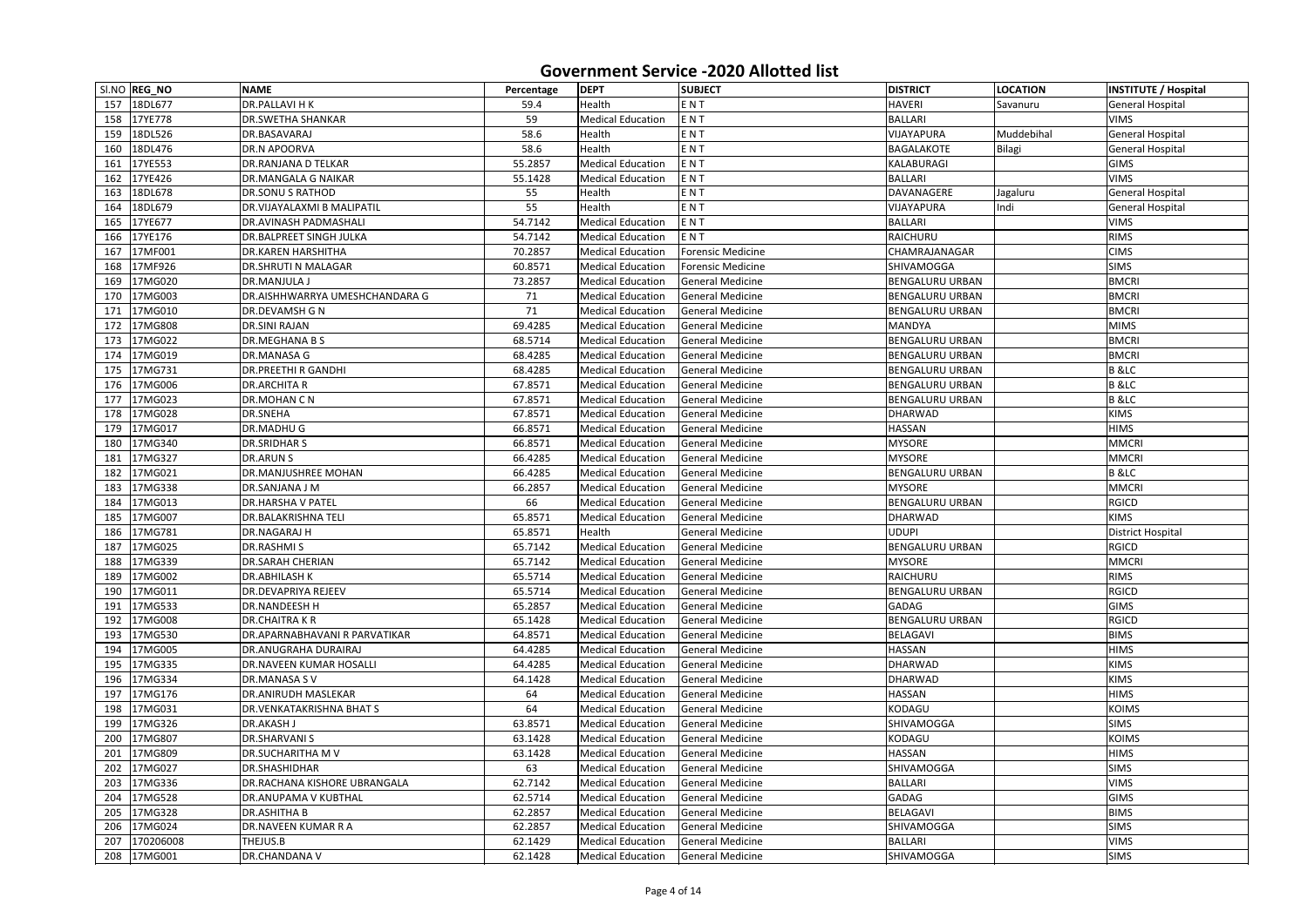# Government Service -2020 Allotted list

| Sl.NO | REG_NO | NAME | Percentage | DEPT | SUBJECT | DISTRICT | LOCATION | INSTITUTE / Hospital |
|---|---|---|---|---|---|---|---|---|
| 157 | 18DL677 | DR.PALLAVI H K | 59.4 | Health | E N T | HAVERI | Savanuru | General Hospital |
| 158 | 17YE778 | DR.SWETHA SHANKAR | 59 | Medical Education | E N T | BALLARI | | VIMS |
| 159 | 18DL526 | DR.BASAVARAJ | 58.6 | Health | E N T | VIJAYAPURA | Muddebihal | General Hospital |
| 160 | 18DL476 | DR.N APOORVA | 58.6 | Health | E N T | BAGALAKOTE | Bilagi | General Hospital |
| 161 | 17YE553 | DR.RANJANA D TELKAR | 55.2857 | Medical Education | E N T | KALABURAGI | | GIMS |
| 162 | 17YE426 | DR.MANGALA G NAIKAR | 55.1428 | Medical Education | E N T | BALLARI | | VIMS |
| 163 | 18DL678 | DR.SONU S RATHOD | 55 | Health | E N T | DAVANAGERE | Jagaluru | General Hospital |
| 164 | 18DL679 | DR.VIJAYALAXMI B MALIPATIL | 55 | Health | E N T | VIJAYAPURA | Indi | General Hospital |
| 165 | 17YE677 | DR.AVINASH PADMASHALI | 54.7142 | Medical Education | E N T | BALLARI | | VIMS |
| 166 | 17YE176 | DR.BALPREET SINGH JULKA | 54.7142 | Medical Education | E N T | RAICHURU | | RIMS |
| 167 | 17MF001 | DR.KAREN HARSHITHA | 70.2857 | Medical Education | Forensic Medicine | CHAMRAJANAGAR | | CIMS |
| 168 | 17MF926 | DR.SHRUTI N MALAGAR | 60.8571 | Medical Education | Forensic Medicine | SHIVAMOGGA | | SIMS |
| 169 | 17MG020 | DR.MANJULA J | 73.2857 | Medical Education | General Medicine | BENGALURU URBAN | | BMCRI |
| 170 | 17MG003 | DR.AISHHWARRYA UMESHCHANDARA G | 71 | Medical Education | General Medicine | BENGALURU URBAN | | BMCRI |
| 171 | 17MG010 | DR.DEVAMSH G N | 71 | Medical Education | General Medicine | BENGALURU URBAN | | BMCRI |
| 172 | 17MG808 | DR.SINI RAJAN | 69.4285 | Medical Education | General Medicine | MANDYA | | MIMS |
| 173 | 17MG022 | DR.MEGHANA B S | 68.5714 | Medical Education | General Medicine | BENGALURU URBAN | | BMCRI |
| 174 | 17MG019 | DR.MANASA G | 68.4285 | Medical Education | General Medicine | BENGALURU URBAN | | BMCRI |
| 175 | 17MG731 | DR.PREETHI R GANDHI | 68.4285 | Medical Education | General Medicine | BENGALURU URBAN | | B &LC |
| 176 | 17MG006 | DR.ARCHITA R | 67.8571 | Medical Education | General Medicine | BENGALURU URBAN | | B &LC |
| 177 | 17MG023 | DR.MOHAN C N | 67.8571 | Medical Education | General Medicine | BENGALURU URBAN | | B &LC |
| 178 | 17MG028 | DR.SNEHA | 67.8571 | Medical Education | General Medicine | DHARWAD | | KIMS |
| 179 | 17MG017 | DR.MADHU G | 66.8571 | Medical Education | General Medicine | HASSAN | | HIMS |
| 180 | 17MG340 | DR.SRIDHAR S | 66.8571 | Medical Education | General Medicine | MYSORE | | MMCRI |
| 181 | 17MG327 | DR.ARUN S | 66.4285 | Medical Education | General Medicine | MYSORE | | MMCRI |
| 182 | 17MG021 | DR.MANJUSHREE MOHAN | 66.4285 | Medical Education | General Medicine | BENGALURU URBAN | | B &LC |
| 183 | 17MG338 | DR.SANJANA J M | 66.2857 | Medical Education | General Medicine | MYSORE | | MMCRI |
| 184 | 17MG013 | DR.HARSHA V PATEL | 66 | Medical Education | General Medicine | BENGALURU URBAN | | RGICD |
| 185 | 17MG007 | DR.BALAKRISHNA TELI | 65.8571 | Medical Education | General Medicine | DHARWAD | | KIMS |
| 186 | 17MG781 | DR.NAGARAJ H | 65.8571 | Health | General Medicine | UDUPI | | District Hospital |
| 187 | 17MG025 | DR.RASHMI S | 65.7142 | Medical Education | General Medicine | BENGALURU URBAN | | RGICD |
| 188 | 17MG339 | DR.SARAH CHERIAN | 65.7142 | Medical Education | General Medicine | MYSORE | | MMCRI |
| 189 | 17MG002 | DR.ABHILASH K | 65.5714 | Medical Education | General Medicine | RAICHURU | | RIMS |
| 190 | 17MG011 | DR.DEVAPRIYA REJEEV | 65.5714 | Medical Education | General Medicine | BENGALURU URBAN | | RGICD |
| 191 | 17MG533 | DR.NANDEESH H | 65.2857 | Medical Education | General Medicine | GADAG | | GIMS |
| 192 | 17MG008 | DR.CHAITRA K R | 65.1428 | Medical Education | General Medicine | BENGALURU URBAN | | RGICD |
| 193 | 17MG530 | DR.APARNABHAVANI R PARVATIKAR | 64.8571 | Medical Education | General Medicine | BELAGAVI | | BIMS |
| 194 | 17MG005 | DR.ANUGRAHA DURAIRAJ | 64.4285 | Medical Education | General Medicine | HASSAN | | HIMS |
| 195 | 17MG335 | DR.NAVEEN KUMAR HOSALLI | 64.4285 | Medical Education | General Medicine | DHARWAD | | KIMS |
| 196 | 17MG334 | DR.MANASA S V | 64.1428 | Medical Education | General Medicine | DHARWAD | | KIMS |
| 197 | 17MG176 | DR.ANIRUDH MASLEKAR | 64 | Medical Education | General Medicine | HASSAN | | HIMS |
| 198 | 17MG031 | DR.VENKATAKRISHNA BHAT S | 64 | Medical Education | General Medicine | KODAGU | | KOIMS |
| 199 | 17MG326 | DR.AKASH J | 63.8571 | Medical Education | General Medicine | SHIVAMOGGA | | SIMS |
| 200 | 17MG807 | DR.SHARVANI S | 63.1428 | Medical Education | General Medicine | KODAGU | | KOIMS |
| 201 | 17MG809 | DR.SUCHARITHA M V | 63.1428 | Medical Education | General Medicine | HASSAN | | HIMS |
| 202 | 17MG027 | DR.SHASHIDHAR | 63 | Medical Education | General Medicine | SHIVAMOGGA | | SIMS |
| 203 | 17MG336 | DR.RACHANA KISHORE UBRANGALA | 62.7142 | Medical Education | General Medicine | BALLARI | | VIMS |
| 204 | 17MG528 | DR.ANUPAMA V KUBTHAL | 62.5714 | Medical Education | General Medicine | GADAG | | GIMS |
| 205 | 17MG328 | DR.ASHITHA B | 62.2857 | Medical Education | General Medicine | BELAGAVI | | BIMS |
| 206 | 17MG024 | DR.NAVEEN KUMAR R A | 62.2857 | Medical Education | General Medicine | SHIVAMOGGA | | SIMS |
| 207 | 170206008 | THEJUS.B | 62.1429 | Medical Education | General Medicine | BALLARI | | VIMS |
| 208 | 17MG001 | DR.CHANDANA V | 62.1428 | Medical Education | General Medicine | SHIVAMOGGA | | SIMS |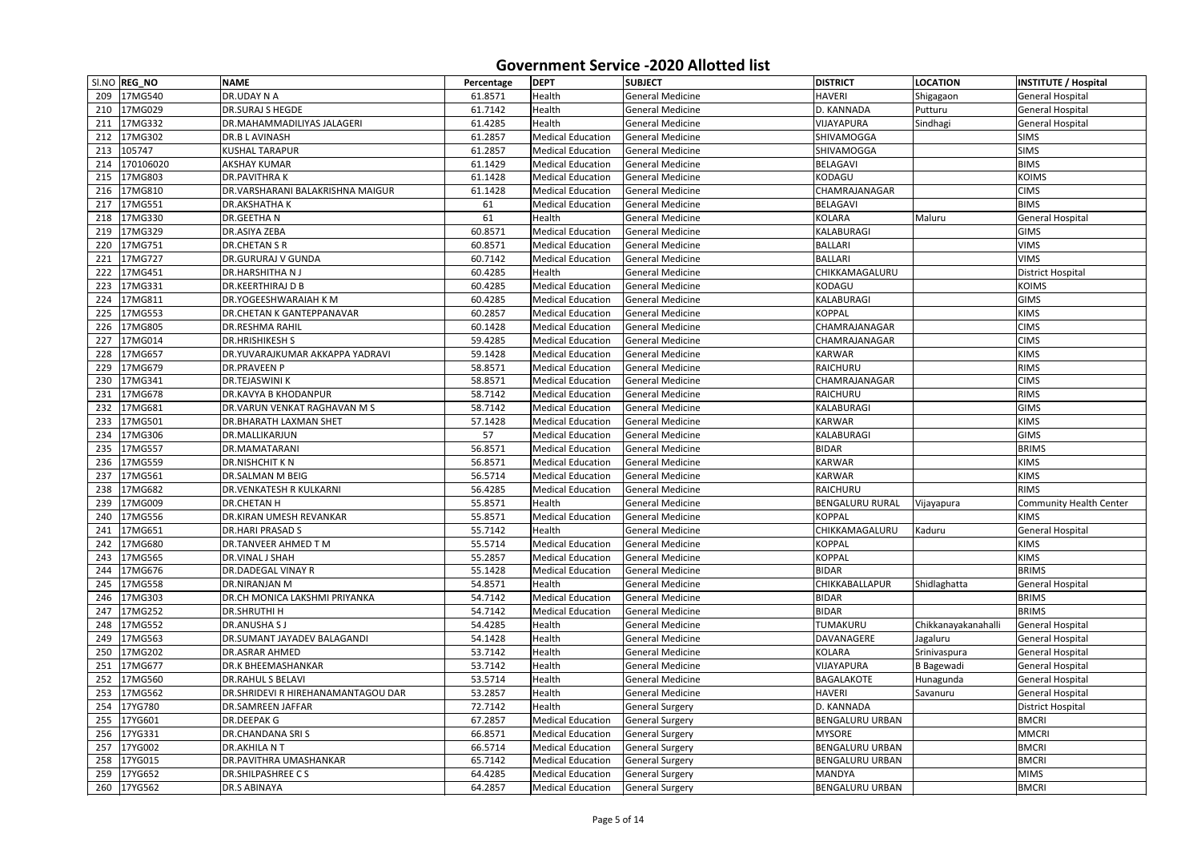# Government Service -2020 Allotted list

| Sl.NO | REG_NO | NAME | Percentage | DEPT | SUBJECT | DISTRICT | LOCATION | INSTITUTE / Hospital |
|---|---|---|---|---|---|---|---|---|
| 209 | 17MG540 | DR.UDAY N A | 61.8571 | Health | General Medicine | HAVERI | Shigagaon | General Hospital |
| 210 | 17MG029 | DR.SURAJ S HEGDE | 61.7142 | Health | General Medicine | D. KANNADA | Putturu | General Hospital |
| 211 | 17MG332 | DR.MAHAMMADILIYAS JALAGERI | 61.4285 | Health | General Medicine | VIJAYAPURA | Sindhagi | General Hospital |
| 212 | 17MG302 | DR.B L AVINASH | 61.2857 | Medical Education | General Medicine | SHIVAMOGGA | | SIMS |
| 213 | 105747 | KUSHAL TARAPUR | 61.2857 | Medical Education | General Medicine | SHIVAMOGGA | | SIMS |
| 214 | 170106020 | AKSHAY KUMAR | 61.1429 | Medical Education | General Medicine | BELAGAVI | | BIMS |
| 215 | 17MG803 | DR.PAVITHRA K | 61.1428 | Medical Education | General Medicine | KODAGU | | KOIMS |
| 216 | 17MG810 | DR.VARSHARANI BALAKRISHNA MAIGUR | 61.1428 | Medical Education | General Medicine | CHAMRAJANAGAR | | CIMS |
| 217 | 17MG551 | DR.AKSHATHA K | 61 | Medical Education | General Medicine | BELAGAVI | | BIMS |
| 218 | 17MG330 | DR.GEETHA N | 61 | Health | General Medicine | KOLARA | Maluru | General Hospital |
| 219 | 17MG329 | DR.ASIYA ZEBA | 60.8571 | Medical Education | General Medicine | KALABURAGI | | GIMS |
| 220 | 17MG751 | DR.CHETAN S R | 60.8571 | Medical Education | General Medicine | BALLARI | | VIMS |
| 221 | 17MG727 | DR.GURURAJ V GUNDA | 60.7142 | Medical Education | General Medicine | BALLARI | | VIMS |
| 222 | 17MG451 | DR.HARSHITHA N J | 60.4285 | Health | General Medicine | CHIKKAMAGALURU | | District Hospital |
| 223 | 17MG331 | DR.KEERTHIRAJ D B | 60.4285 | Medical Education | General Medicine | KODAGU | | KOIMS |
| 224 | 17MG811 | DR.YOGEESHWARAIAH K M | 60.4285 | Medical Education | General Medicine | KALABURAGI | | GIMS |
| 225 | 17MG553 | DR.CHETAN K GANTEPPANAVAR | 60.2857 | Medical Education | General Medicine | KOPPAL | | KIMS |
| 226 | 17MG805 | DR.RESHMA RAHIL | 60.1428 | Medical Education | General Medicine | CHAMRAJANAGAR | | CIMS |
| 227 | 17MG014 | DR.HRISHIKESH S | 59.4285 | Medical Education | General Medicine | CHAMRAJANAGAR | | CIMS |
| 228 | 17MG657 | DR.YUVARAJKUMAR AKKAPPA YADRAVI | 59.1428 | Medical Education | General Medicine | KARWAR | | KIMS |
| 229 | 17MG679 | DR.PRAVEEN P | 58.8571 | Medical Education | General Medicine | RAICHURU | | RIMS |
| 230 | 17MG341 | DR.TEJASWINI K | 58.8571 | Medical Education | General Medicine | CHAMRAJANAGAR | | CIMS |
| 231 | 17MG678 | DR.KAVYA B KHODANPUR | 58.7142 | Medical Education | General Medicine | RAICHURU | | RIMS |
| 232 | 17MG681 | DR.VARUN VENKAT RAGHAVAN M S | 58.7142 | Medical Education | General Medicine | KALABURAGI | | GIMS |
| 233 | 17MG501 | DR.BHARATH LAXMAN SHET | 57.1428 | Medical Education | General Medicine | KARWAR | | KIMS |
| 234 | 17MG306 | DR.MALLIKARJUN | 57 | Medical Education | General Medicine | KALABURAGI | | GIMS |
| 235 | 17MG557 | DR.MAMATARANI | 56.8571 | Medical Education | General Medicine | BIDAR | | BRIMS |
| 236 | 17MG559 | DR.NISHCHIT K N | 56.8571 | Medical Education | General Medicine | KARWAR | | KIMS |
| 237 | 17MG561 | DR.SALMAN M BEIG | 56.5714 | Medical Education | General Medicine | KARWAR | | KIMS |
| 238 | 17MG682 | DR.VENKATESH R KULKARNI | 56.4285 | Medical Education | General Medicine | RAICHURU | | RIMS |
| 239 | 17MG009 | DR.CHETAN H | 55.8571 | Health | General Medicine | BENGALURU RURAL | Vijayapura | Community Health Center |
| 240 | 17MG556 | DR.KIRAN UMESH REVANKAR | 55.8571 | Medical Education | General Medicine | KOPPAL | | KIMS |
| 241 | 17MG651 | DR.HARI PRASAD S | 55.7142 | Health | General Medicine | CHIKKAMAGALURU | Kaduru | General Hospital |
| 242 | 17MG680 | DR.TANVEER AHMED T M | 55.5714 | Medical Education | General Medicine | KOPPAL | | KIMS |
| 243 | 17MG565 | DR.VINAL J SHAH | 55.2857 | Medical Education | General Medicine | KOPPAL | | KIMS |
| 244 | 17MG676 | DR.DADEGAL VINAY R | 55.1428 | Medical Education | General Medicine | BIDAR | | BRIMS |
| 245 | 17MG558 | DR.NIRANJAN M | 54.8571 | Health | General Medicine | CHIKKABALLAPUR | Shidlaghatta | General Hospital |
| 246 | 17MG303 | DR.CH MONICA LAKSHMI PRIYANKA | 54.7142 | Medical Education | General Medicine | BIDAR | | BRIMS |
| 247 | 17MG252 | DR.SHRUTHI H | 54.7142 | Medical Education | General Medicine | BIDAR | | BRIMS |
| 248 | 17MG552 | DR.ANUSHA S J | 54.4285 | Health | General Medicine | TUMAKURU | Chikkanayakanahalli | General Hospital |
| 249 | 17MG563 | DR.SUMANT JAYADEV BALAGANDI | 54.1428 | Health | General Medicine | DAVANAGERE | Jagaluru | General Hospital |
| 250 | 17MG202 | DR.ASRAR AHMED | 53.7142 | Health | General Medicine | KOLARA | Srinivaspura | General Hospital |
| 251 | 17MG677 | DR.K BHEEMASHANKAR | 53.7142 | Health | General Medicine | VIJAYAPURA | B Bagewadi | General Hospital |
| 252 | 17MG560 | DR.RAHUL S BELAVI | 53.5714 | Health | General Medicine | BAGALAKOTE | Hunagunda | General Hospital |
| 253 | 17MG562 | DR.SHRIDEVI R HIREHANAMANTAGOU DAR | 53.2857 | Health | General Medicine | HAVERI | Savanuru | General Hospital |
| 254 | 17YG780 | DR.SAMREEN JAFFAR | 72.7142 | Health | General Surgery | D. KANNADA | | District Hospital |
| 255 | 17YG601 | DR.DEEPAK G | 67.2857 | Medical Education | General Surgery | BENGALURU URBAN | | BMCRI |
| 256 | 17YG331 | DR.CHANDANA SRI S | 66.8571 | Medical Education | General Surgery | MYSORE | | MMCRI |
| 257 | 17YG002 | DR.AKHILA N T | 66.5714 | Medical Education | General Surgery | BENGALURU URBAN | | BMCRI |
| 258 | 17YG015 | DR.PAVITHRA UMASHANKAR | 65.7142 | Medical Education | General Surgery | BENGALURU URBAN | | BMCRI |
| 259 | 17YG652 | DR.SHILPASHREE C S | 64.4285 | Medical Education | General Surgery | MANDYA | | MIMS |
| 260 | 17YG562 | DR.S ABINAYA | 64.2857 | Medical Education | General Surgery | BENGALURU URBAN | | BMCRI |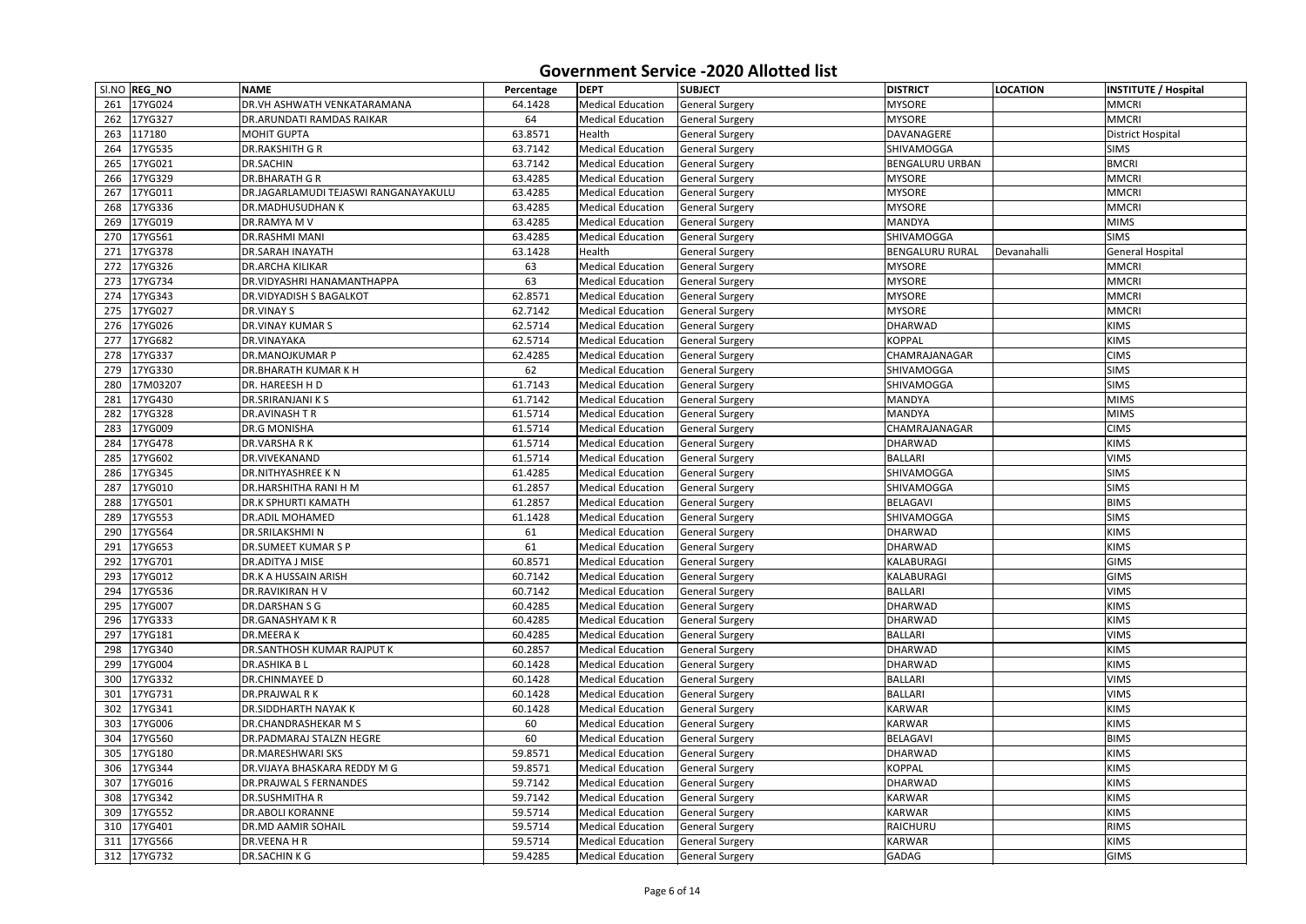# Government Service -2020 Allotted list

| Sl.NO | REG_NO | NAME | Percentage | DEPT | SUBJECT | DISTRICT | LOCATION | INSTITUTE / Hospital |
|---|---|---|---|---|---|---|---|---|
| 261 | 17YG024 | DR.VH ASHWATH VENKATARAMANA | 64.1428 | Medical Education | General Surgery | MYSORE | | MMCRI |
| 262 | 17YG327 | DR.ARUNDATI RAMDAS RAIKAR | 64 | Medical Education | General Surgery | MYSORE | | MMCRI |
| 263 | 117180 | MOHIT GUPTA | 63.8571 | Health | General Surgery | DAVANAGERE | | District Hospital |
| 264 | 17YG535 | DR.RAKSHITH G R | 63.7142 | Medical Education | General Surgery | SHIVAMOGGA | | SIMS |
| 265 | 17YG021 | DR.SACHIN | 63.7142 | Medical Education | General Surgery | BENGALURU URBAN | | BMCRI |
| 266 | 17YG329 | DR.BHARATH G R | 63.4285 | Medical Education | General Surgery | MYSORE | | MMCRI |
| 267 | 17YG011 | DR.JAGARLAMUDI TEJASWI RANGANAYAKULU | 63.4285 | Medical Education | General Surgery | MYSORE | | MMCRI |
| 268 | 17YG336 | DR.MADHUSUDHAN K | 63.4285 | Medical Education | General Surgery | MYSORE | | MMCRI |
| 269 | 17YG019 | DR.RAMYA M V | 63.4285 | Medical Education | General Surgery | MANDYA | | MIMS |
| 270 | 17YG561 | DR.RASHMI MANI | 63.4285 | Medical Education | General Surgery | SHIVAMOGGA | | SIMS |
| 271 | 17YG378 | DR.SARAH INAYATH | 63.1428 | Health | General Surgery | BENGALURU RURAL | Devanahalli | General Hospital |
| 272 | 17YG326 | DR.ARCHA KILIKAR | 63 | Medical Education | General Surgery | MYSORE | | MMCRI |
| 273 | 17YG734 | DR.VIDYASHRI HANAMANTHAPPA | 63 | Medical Education | General Surgery | MYSORE | | MMCRI |
| 274 | 17YG343 | DR.VIDYADISH S BAGALKOT | 62.8571 | Medical Education | General Surgery | MYSORE | | MMCRI |
| 275 | 17YG027 | DR.VINAY S | 62.7142 | Medical Education | General Surgery | MYSORE | | MMCRI |
| 276 | 17YG026 | DR.VINAY KUMAR S | 62.5714 | Medical Education | General Surgery | DHARWAD | | KIMS |
| 277 | 17YG682 | DR.VINAYAKA | 62.5714 | Medical Education | General Surgery | KOPPAL | | KIMS |
| 278 | 17YG337 | DR.MANOJKUMAR P | 62.4285 | Medical Education | General Surgery | CHAMRAJANAGAR | | CIMS |
| 279 | 17YG330 | DR.BHARATH KUMAR K H | 62 | Medical Education | General Surgery | SHIVAMOGGA | | SIMS |
| 280 | 17M03207 | DR. HAREESH H D | 61.7143 | Medical Education | General Surgery | SHIVAMOGGA | | SIMS |
| 281 | 17YG430 | DR.SRIRANJANI K S | 61.7142 | Medical Education | General Surgery | MANDYA | | MIMS |
| 282 | 17YG328 | DR.AVINASH T R | 61.5714 | Medical Education | General Surgery | MANDYA | | MIMS |
| 283 | 17YG009 | DR.G MONISHA | 61.5714 | Medical Education | General Surgery | CHAMRAJANAGAR | | CIMS |
| 284 | 17YG478 | DR.VARSHA R K | 61.5714 | Medical Education | General Surgery | DHARWAD | | KIMS |
| 285 | 17YG602 | DR.VIVEKANAND | 61.5714 | Medical Education | General Surgery | BALLARI | | VIMS |
| 286 | 17YG345 | DR.NITHYASHREE K N | 61.4285 | Medical Education | General Surgery | SHIVAMOGGA | | SIMS |
| 287 | 17YG010 | DR.HARSHITHA RANI H M | 61.2857 | Medical Education | General Surgery | SHIVAMOGGA | | SIMS |
| 288 | 17YG501 | DR.K SPHURTI KAMATH | 61.2857 | Medical Education | General Surgery | BELAGAVI | | BIMS |
| 289 | 17YG553 | DR.ADIL MOHAMED | 61.1428 | Medical Education | General Surgery | SHIVAMOGGA | | SIMS |
| 290 | 17YG564 | DR.SRILAKSHMI N | 61 | Medical Education | General Surgery | DHARWAD | | KIMS |
| 291 | 17YG653 | DR.SUMEET KUMAR S P | 61 | Medical Education | General Surgery | DHARWAD | | KIMS |
| 292 | 17YG701 | DR.ADITYA J MISE | 60.8571 | Medical Education | General Surgery | KALABURAGI | | GIMS |
| 293 | 17YG012 | DR.K A HUSSAIN ARISH | 60.7142 | Medical Education | General Surgery | KALABURAGI | | GIMS |
| 294 | 17YG536 | DR.RAVIKIRAN H V | 60.7142 | Medical Education | General Surgery | BALLARI | | VIMS |
| 295 | 17YG007 | DR.DARSHAN S G | 60.4285 | Medical Education | General Surgery | DHARWAD | | KIMS |
| 296 | 17YG333 | DR.GANASHYAM K R | 60.4285 | Medical Education | General Surgery | DHARWAD | | KIMS |
| 297 | 17YG181 | DR.MEERA K | 60.4285 | Medical Education | General Surgery | BALLARI | | VIMS |
| 298 | 17YG340 | DR.SANTHOSH KUMAR RAJPUT K | 60.2857 | Medical Education | General Surgery | DHARWAD | | KIMS |
| 299 | 17YG004 | DR.ASHIKA B L | 60.1428 | Medical Education | General Surgery | DHARWAD | | KIMS |
| 300 | 17YG332 | DR.CHINMAYEE D | 60.1428 | Medical Education | General Surgery | BALLARI | | VIMS |
| 301 | 17YG731 | DR.PRAJWAL R K | 60.1428 | Medical Education | General Surgery | BALLARI | | VIMS |
| 302 | 17YG341 | DR.SIDDHARTH NAYAK K | 60.1428 | Medical Education | General Surgery | KARWAR | | KIMS |
| 303 | 17YG006 | DR.CHANDRASHEKAR M S | 60 | Medical Education | General Surgery | KARWAR | | KIMS |
| 304 | 17YG560 | DR.PADMARAJ STALZN HEGRE | 60 | Medical Education | General Surgery | BELAGAVI | | BIMS |
| 305 | 17YG180 | DR.MARESHWARI SKS | 59.8571 | Medical Education | General Surgery | DHARWAD | | KIMS |
| 306 | 17YG344 | DR.VIJAYA BHASKARA REDDY M G | 59.8571 | Medical Education | General Surgery | KOPPAL | | KIMS |
| 307 | 17YG016 | DR.PRAJWAL S FERNANDES | 59.7142 | Medical Education | General Surgery | DHARWAD | | KIMS |
| 308 | 17YG342 | DR.SUSHMITHA R | 59.7142 | Medical Education | General Surgery | KARWAR | | KIMS |
| 309 | 17YG552 | DR.ABOLI KORANNE | 59.5714 | Medical Education | General Surgery | KARWAR | | KIMS |
| 310 | 17YG401 | DR.MD AAMIR SOHAIL | 59.5714 | Medical Education | General Surgery | RAICHURU | | RIMS |
| 311 | 17YG566 | DR.VEENA H R | 59.5714 | Medical Education | General Surgery | KARWAR | | KIMS |
| 312 | 17YG732 | DR.SACHIN K G | 59.4285 | Medical Education | General Surgery | GADAG | | GIMS |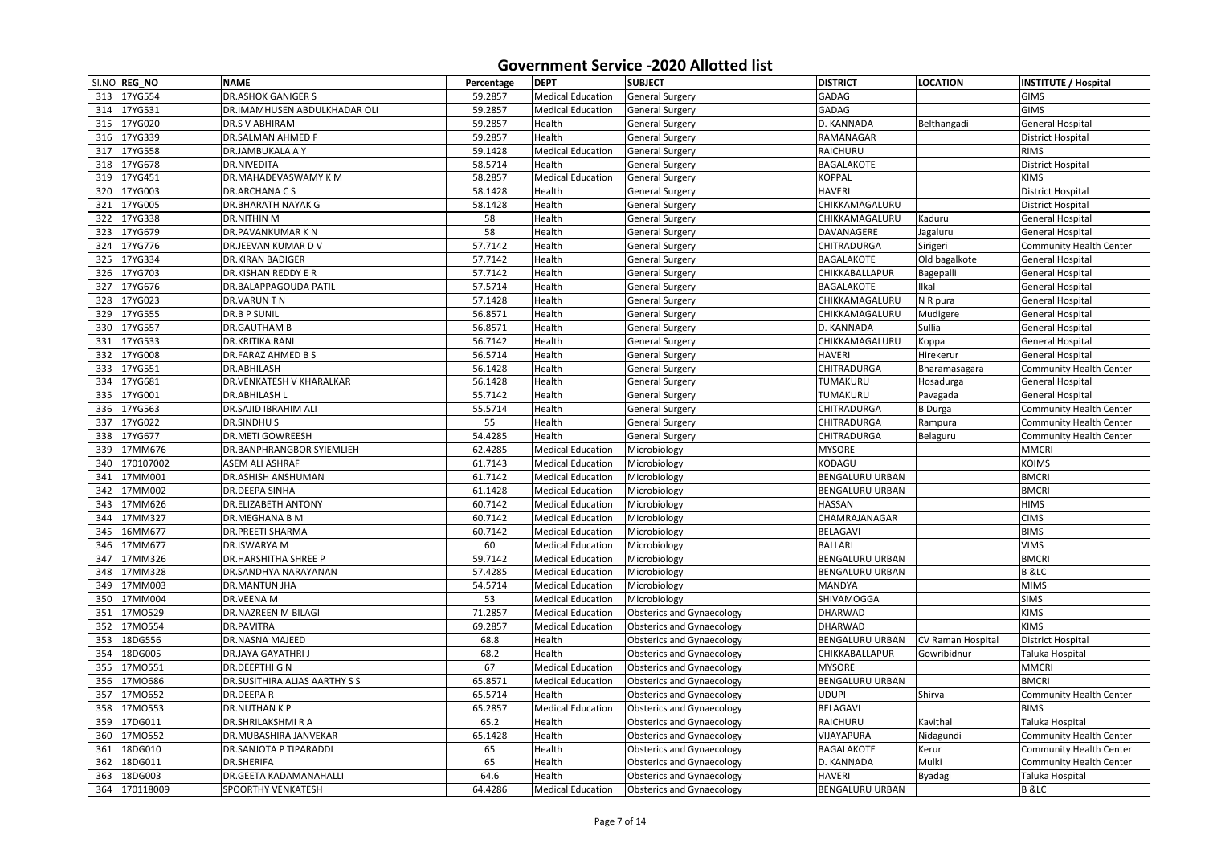# Government Service -2020 Allotted list

| Sl.NO | REG_NO | NAME | Percentage | DEPT | SUBJECT | DISTRICT | LOCATION | INSTITUTE / Hospital |
|---|---|---|---|---|---|---|---|---|
| 313 | 17YG554 | DR.ASHOK GANIGER S | 59.2857 | Medical Education | General Surgery | GADAG | | GIMS |
| 314 | 17YG531 | DR.IMAMHUSEN ABDULKHADAR OLI | 59.2857 | Medical Education | General Surgery | GADAG | | GIMS |
| 315 | 17YG020 | DR.S V ABHIRAM | 59.2857 | Health | General Surgery | D. KANNADA | Belthangadi | General Hospital |
| 316 | 17YG339 | DR.SALMAN AHMED F | 59.2857 | Health | General Surgery | RAMANAGAR | | District Hospital |
| 317 | 17YG558 | DR.JAMBUKALA A Y | 59.1428 | Medical Education | General Surgery | RAICHURU | | RIMS |
| 318 | 17YG678 | DR.NIVEDITA | 58.5714 | Health | General Surgery | BAGALAKOTE | | District Hospital |
| 319 | 17YG451 | DR.MAHADEVASWAMY K M | 58.2857 | Medical Education | General Surgery | KOPPAL | | KIMS |
| 320 | 17YG003 | DR.ARCHANA C S | 58.1428 | Health | General Surgery | HAVERI | | District Hospital |
| 321 | 17YG005 | DR.BHARATH NAYAK G | 58.1428 | Health | General Surgery | CHIKKAMAGALURU | | District Hospital |
| 322 | 17YG338 | DR.NITHIN M | 58 | Health | General Surgery | CHIKKAMAGALURU | Kaduru | General Hospital |
| 323 | 17YG679 | DR.PAVANKUMAR K N | 58 | Health | General Surgery | DAVANAGERE | Jagaluru | General Hospital |
| 324 | 17YG776 | DR.JEEVAN KUMAR D V | 57.7142 | Health | General Surgery | CHITRADURGA | Sirigeri | Community Health Center |
| 325 | 17YG334 | DR.KIRAN BADIGER | 57.7142 | Health | General Surgery | BAGALAKOTE | Old bagalkote | General Hospital |
| 326 | 17YG703 | DR.KISHAN REDDY E R | 57.7142 | Health | General Surgery | CHIKKABALLAPUR | Bagepalli | General Hospital |
| 327 | 17YG676 | DR.BALAPPAGOUDA PATIL | 57.5714 | Health | General Surgery | BAGALAKOTE | Ilkal | General Hospital |
| 328 | 17YG023 | DR.VARUN T N | 57.1428 | Health | General Surgery | CHIKKAMAGALURU | N R pura | General Hospital |
| 329 | 17YG555 | DR.B P SUNIL | 56.8571 | Health | General Surgery | CHIKKAMAGALURU | Mudigere | General Hospital |
| 330 | 17YG557 | DR.GAUTHAM B | 56.8571 | Health | General Surgery | D. KANNADA | Sullia | General Hospital |
| 331 | 17YG533 | DR.KRITIKA RANI | 56.7142 | Health | General Surgery | CHIKKAMAGALURU | Koppa | General Hospital |
| 332 | 17YG008 | DR.FARAZ AHMED B S | 56.5714 | Health | General Surgery | HAVERI | Hirekerur | General Hospital |
| 333 | 17YG551 | DR.ABHILASH | 56.1428 | Health | General Surgery | CHITRADURGA | Bharamasagara | Community Health Center |
| 334 | 17YG681 | DR.VENKATESH V KHARALKAR | 56.1428 | Health | General Surgery | TUMAKURU | Hosadurga | General Hospital |
| 335 | 17YG001 | DR.ABHILASH L | 55.7142 | Health | General Surgery | TUMAKURU | Pavagada | General Hospital |
| 336 | 17YG563 | DR.SAJID IBRAHIM ALI | 55.5714 | Health | General Surgery | CHITRADURGA | B Durga | Community Health Center |
| 337 | 17YG022 | DR.SINDHU S | 55 | Health | General Surgery | CHITRADURGA | Rampura | Community Health Center |
| 338 | 17YG677 | DR.METI GOWREESH | 54.4285 | Health | General Surgery | CHITRADURGA | Belaguru | Community Health Center |
| 339 | 17MM676 | DR.BANPHRANGBOR SYIEMLIEH | 62.4285 | Medical Education | Microbiology | MYSORE | | MMCRI |
| 340 | 170107002 | ASEM ALI ASHRAF | 61.7143 | Medical Education | Microbiology | KODAGU | | KOIMS |
| 341 | 17MM001 | DR.ASHISH ANSHUMAN | 61.7142 | Medical Education | Microbiology | BENGALURU URBAN | | BMCRI |
| 342 | 17MM002 | DR.DEEPA SINHA | 61.1428 | Medical Education | Microbiology | BENGALURU URBAN | | BMCRI |
| 343 | 17MM626 | DR.ELIZABETH ANTONY | 60.7142 | Medical Education | Microbiology | HASSAN | | HIMS |
| 344 | 17MM327 | DR.MEGHANA B M | 60.7142 | Medical Education | Microbiology | CHAMRAJANAGAR | | CIMS |
| 345 | 16MM677 | DR.PREETI SHARMA | 60.7142 | Medical Education | Microbiology | BELAGAVI | | BIMS |
| 346 | 17MM677 | DR.ISWARYA M | 60 | Medical Education | Microbiology | BALLARI | | VIMS |
| 347 | 17MM326 | DR.HARSHITHA SHREE P | 59.7142 | Medical Education | Microbiology | BENGALURU URBAN | | BMCRI |
| 348 | 17MM328 | DR.SANDHYA NARAYANAN | 57.4285 | Medical Education | Microbiology | BENGALURU URBAN | | B &LC |
| 349 | 17MM003 | DR.MANTUN JHA | 54.5714 | Medical Education | Microbiology | MANDYA | | MIMS |
| 350 | 17MM004 | DR.VEENA M | 53 | Medical Education | Microbiology | SHIVAMOGGA | | SIMS |
| 351 | 17MO529 | DR.NAZREEN M BILAGI | 71.2857 | Medical Education | Obsterics and Gynaecology | DHARWAD | | KIMS |
| 352 | 17MO554 | DR.PAVITRA | 69.2857 | Medical Education | Obsterics and Gynaecology | DHARWAD | | KIMS |
| 353 | 18DG556 | DR.NASNA MAJEED | 68.8 | Health | Obsterics and Gynaecology | BENGALURU URBAN | CV Raman Hospital | District Hospital |
| 354 | 18DG005 | DR.JAYA GAYATHRI J | 68.2 | Health | Obsterics and Gynaecology | CHIKKABALLAPUR | Gowribidnur | Taluka Hospital |
| 355 | 17MO551 | DR.DEEPTHI G N | 67 | Medical Education | Obsterics and Gynaecology | MYSORE | | MMCRI |
| 356 | 17MO686 | DR.SUSITHIRA ALIAS AARTHY S S | 65.8571 | Medical Education | Obsterics and Gynaecology | BENGALURU URBAN | | BMCRI |
| 357 | 17MO652 | DR.DEEPA R | 65.5714 | Health | Obsterics and Gynaecology | UDUPI | Shirva | Community Health Center |
| 358 | 17MO553 | DR.NUTHAN K P | 65.2857 | Medical Education | Obsterics and Gynaecology | BELAGAVI | | BIMS |
| 359 | 17DG011 | DR.SHRILAKSHMI R A | 65.2 | Health | Obsterics and Gynaecology | RAICHURU | Kavithal | Taluka Hospital |
| 360 | 17MO552 | DR.MUBASHIRA JANVEKAR | 65.1428 | Health | Obsterics and Gynaecology | VIJAYAPURA | Nidagundi | Community Health Center |
| 361 | 18DG010 | DR.SANJOTA P TIPARADDI | 65 | Health | Obsterics and Gynaecology | BAGALAKOTE | Kerur | Community Health Center |
| 362 | 18DG011 | DR.SHERIFA | 65 | Health | Obsterics and Gynaecology | D. KANNADA | Mulki | Community Health Center |
| 363 | 18DG003 | DR.GEETA KADAMANAHALLI | 64.6 | Health | Obsterics and Gynaecology | HAVERI | Byadagi | Taluka Hospital |
| 364 | 170118009 | SPOORTHY VENKATESH | 64.4286 | Medical Education | Obsterics and Gynaecology | BENGALURU URBAN | | B &LC |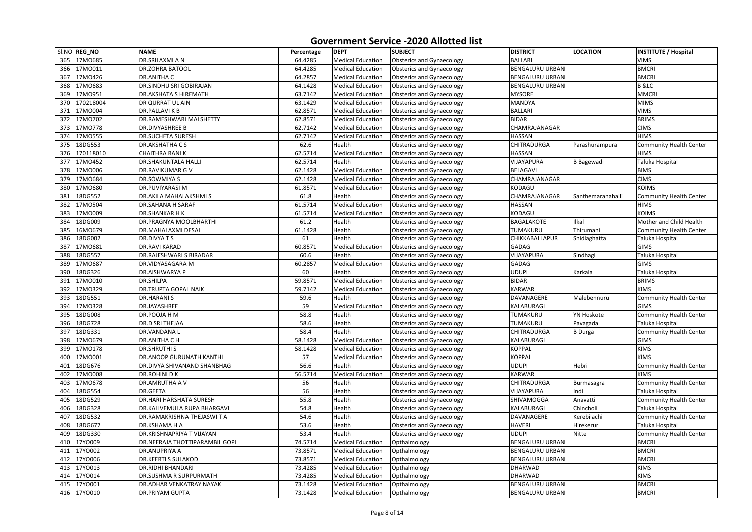# Government Service -2020 Allotted list

| Sl.NO | REG_NO | NAME | Percentage | DEPT | SUBJECT | DISTRICT | LOCATION | INSTITUTE / Hospital |
|---|---|---|---|---|---|---|---|---|
| 365 | 17MO685 | DR.SRILAXMI A N | 64.4285 | Medical Education | Obsterics and Gynaecology | BALLARI | | VIMS |
| 366 | 17MO011 | DR.ZOHRA BATOOL | 64.4285 | Medical Education | Obsterics and Gynaecology | BENGALURU URBAN | | BMCRI |
| 367 | 17MO426 | DR.ANITHA C | 64.2857 | Medical Education | Obsterics and Gynaecology | BENGALURU URBAN | | BMCRI |
| 368 | 17MO683 | DR.SINDHU SRI GOBIRAJAN | 64.1428 | Medical Education | Obsterics and Gynaecology | BENGALURU URBAN | | B &LC |
| 369 | 17MO951 | DR.AKSHATA S HIREMATH | 63.7142 | Medical Education | Obsterics and Gynaecology | MYSORE | | MMCRI |
| 370 | 170218004 | DR QURRAT UL AIN | 63.1429 | Medical Education | Obsterics and Gynaecology | MANDYA | | MIMS |
| 371 | 17MO004 | DR.PALLAVI K B | 62.8571 | Medical Education | Obsterics and Gynaecology | BALLARI | | VIMS |
| 372 | 17MO702 | DR.RAMESHWARI MALSHETTY | 62.8571 | Medical Education | Obsterics and Gynaecology | BIDAR | | BRIMS |
| 373 | 17MO778 | DR.DIVYASHREE B | 62.7142 | Medical Education | Obsterics and Gynaecology | CHAMRAJANAGAR | | CIMS |
| 374 | 17MO555 | DR.SUCHETA SURESH | 62.7142 | Medical Education | Obsterics and Gynaecology | HASSAN | | HIMS |
| 375 | 18DG553 | DR.AKSHATHA C S | 62.6 | Health | Obsterics and Gynaecology | CHITRADURGA | Parashurampura | Community Health Center |
| 376 | 170118010 | CHAITHRA RANI K | 62.5714 | Medical Education | Obsterics and Gynaecology | HASSAN | | HIMS |
| 377 | 17MO452 | DR.SHAKUNTALA HALLI | 62.5714 | Health | Obsterics and Gynaecology | VIJAYAPURA | B Bagewadi | Taluka Hospital |
| 378 | 17MO006 | DR.RAVIKUMAR G V | 62.1428 | Medical Education | Obsterics and Gynaecology | BELAGAVI | | BIMS |
| 379 | 17MO684 | DR.SOWMIYA S | 62.1428 | Medical Education | Obsterics and Gynaecology | CHAMRAJANAGAR | | CIMS |
| 380 | 17MO680 | DR.PUVIYARASI M | 61.8571 | Medical Education | Obsterics and Gynaecology | KODAGU | | KOIMS |
| 381 | 18DG552 | DR.AKILA MAHALAKSHMI S | 61.8 | Health | Obsterics and Gynaecology | CHAMRAJANAGAR | Santhemaranahalli | Community Health Center |
| 382 | 17MO504 | DR.SAHANA H SARAF | 61.5714 | Medical Education | Obsterics and Gynaecology | HASSAN | | HIMS |
| 383 | 17MO009 | DR.SHANKAR H K | 61.5714 | Medical Education | Obsterics and Gynaecology | KODAGU | | KOIMS |
| 384 | 18DG009 | DR.PRAGNYA MOOLBHARTHI | 61.2 | Health | Obsterics and Gynaecology | BAGALAKOTE | Ilkal | Mother and Child Health |
| 385 | 16MO679 | DR.MAHALAXMI DESAI | 61.1428 | Health | Obsterics and Gynaecology | TUMAKURU | Thirumani | Community Health Center |
| 386 | 18DG002 | DR.DIVYA T S | 61 | Health | Obsterics and Gynaecology | CHIKKABALLAPUR | Shidlaghatta | Taluka Hospital |
| 387 | 17MO681 | DR.RAVI KARAD | 60.8571 | Medical Education | Obsterics and Gynaecology | GADAG | | GIMS |
| 388 | 18DG557 | DR.RAJESHWARI S BIRADAR | 60.6 | Health | Obsterics and Gynaecology | VIJAYAPURA | Sindhagi | Taluka Hospital |
| 389 | 17MO687 | DR.VIDYASAGARA M | 60.2857 | Medical Education | Obsterics and Gynaecology | GADAG | | GIMS |
| 390 | 18DG326 | DR.AISHWARYA P | 60 | Health | Obsterics and Gynaecology | UDUPI | Karkala | Taluka Hospital |
| 391 | 17MO010 | DR.SHILPA | 59.8571 | Medical Education | Obsterics and Gynaecology | BIDAR | | BRIMS |
| 392 | 17MO329 | DR.TRUPTA GOPAL NAIK | 59.7142 | Medical Education | Obsterics and Gynaecology | KARWAR | | KIMS |
| 393 | 18DG551 | DR.HARANI S | 59.6 | Health | Obsterics and Gynaecology | DAVANAGERE | Malebennuru | Community Health Center |
| 394 | 17MO328 | DR.JAYASHREE | 59 | Medical Education | Obsterics and Gynaecology | KALABURAGI | | GIMS |
| 395 | 18DG008 | DR.POOJA H M | 58.8 | Health | Obsterics and Gynaecology | TUMAKURU | YN Hoskote | Community Health Center |
| 396 | 18DG728 | DR.D SRI THEJAA | 58.6 | Health | Obsterics and Gynaecology | TUMAKURU | Pavagada | Taluka Hospital |
| 397 | 18DG331 | DR.VANDANA L | 58.4 | Health | Obsterics and Gynaecology | CHITRADURGA | B Durga | Community Health Center |
| 398 | 17MO679 | DR.ANITHA C H | 58.1428 | Medical Education | Obsterics and Gynaecology | KALABURAGI | | GIMS |
| 399 | 17MO178 | DR.SHRUTHI S | 58.1428 | Medical Education | Obsterics and Gynaecology | KOPPAL | | KIMS |
| 400 | 17MO001 | DR.ANOOP GURUNATH KANTHI | 57 | Medical Education | Obsterics and Gynaecology | KOPPAL | | KIMS |
| 401 | 18DG676 | DR.DIVYA SHIVANAND SHANBHAG | 56.6 | Health | Obsterics and Gynaecology | UDUPI | Hebri | Community Health Center |
| 402 | 17MO008 | DR.ROHINI D K | 56.5714 | Medical Education | Obsterics and Gynaecology | KARWAR | | KIMS |
| 403 | 17MO678 | DR.AMRUTHA A V | 56 | Health | Obsterics and Gynaecology | CHITRADURGA | Burmasagra | Community Health Center |
| 404 | 18DG554 | DR.GEETA | 56 | Health | Obsterics and Gynaecology | VIJAYAPURA | Indi | Taluka Hospital |
| 405 | 18DG529 | DR.HARI HARSHATA SURESH | 55.8 | Health | Obsterics and Gynaecology | SHIVAMOGGA | Anavatti | Community Health Center |
| 406 | 18DG328 | DR.KALIVEMULA RUPA BHARGAVI | 54.8 | Health | Obsterics and Gynaecology | KALABURAGI | Chincholi | Taluka Hospital |
| 407 | 18DG532 | DR.RAMAKRISHNA THEJASWI T A | 54.6 | Health | Obsterics and Gynaecology | DAVANAGERE | Kerebilachi | Community Health Center |
| 408 | 18DG677 | DR.KSHAMA H A | 53.6 | Health | Obsterics and Gynaecology | HAVERI | Hirekerur | Taluka Hospital |
| 409 | 18DG330 | DR.KRISHNAPRIYA T VIJAYAN | 53.4 | Health | Obsterics and Gynaecology | UDUPI | Nitte | Community Health Center |
| 410 | 17YO009 | DR.NEERAJA THOTTIPARAMBIL GOPI | 74.5714 | Medical Education | Opthalmology | BENGALURU URBAN | | BMCRI |
| 411 | 17YO002 | DR.ANUPRIYA A | 73.8571 | Medical Education | Opthalmology | BENGALURU URBAN | | BMCRI |
| 412 | 17YO006 | DR.KEERTI S SULAKOD | 73.8571 | Medical Education | Opthalmology | BENGALURU URBAN | | BMCRI |
| 413 | 17YO013 | DR.RIDHI BHANDARI | 73.4285 | Medical Education | Opthalmology | DHARWAD | | KIMS |
| 414 | 17YO014 | DR.SUSHMA R SURPURMATH | 73.4285 | Medical Education | Opthalmology | DHARWAD | | KIMS |
| 415 | 17YO001 | DR.ADHAR VENKATRAY NAYAK | 73.1428 | Medical Education | Opthalmology | BENGALURU URBAN | | BMCRI |
| 416 | 17YO010 | DR.PRIYAM GUPTA | 73.1428 | Medical Education | Opthalmology | BENGALURU URBAN | | BMCRI |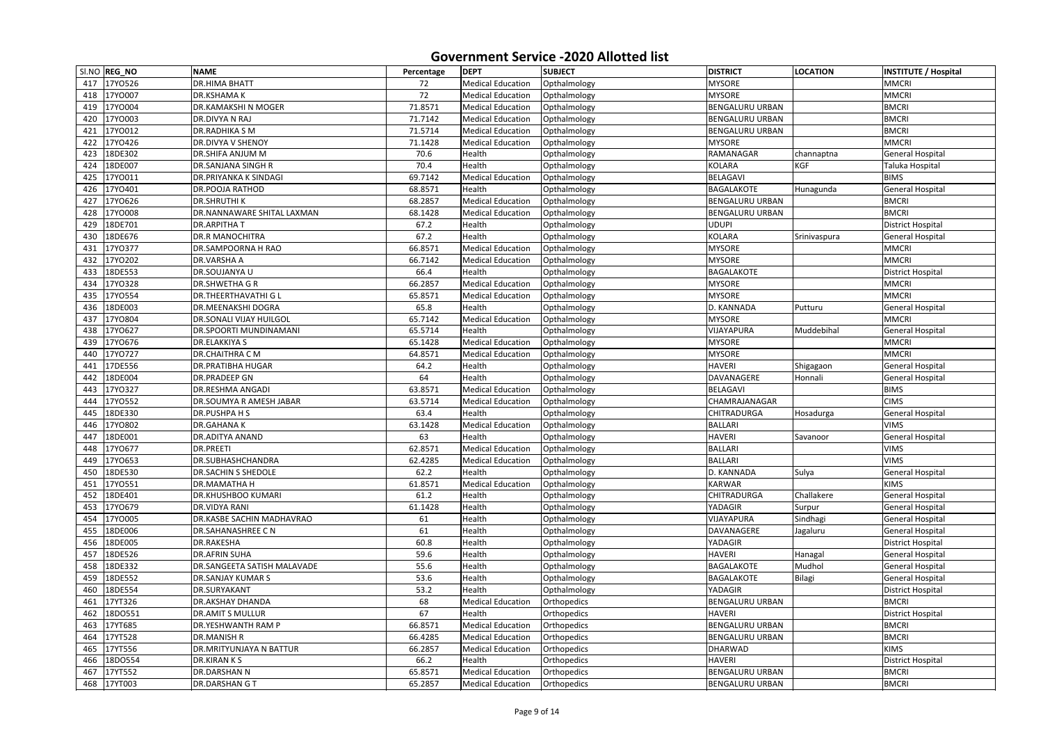# Government Service -2020 Allotted list

| Sl.NO | REG_NO | NAME | Percentage | DEPT | SUBJECT | DISTRICT | LOCATION | INSTITUTE / Hospital |
|---|---|---|---|---|---|---|---|---|
| 417 | 17YO526 | DR.HIMA BHATT | 72 | Medical Education | Opthalmology | MYSORE | | MMCRI |
| 418 | 17YO007 | DR.KSHAMA K | 72 | Medical Education | Opthalmology | MYSORE | | MMCRI |
| 419 | 17YO004 | DR.KAMAKSHI N MOGER | 71.8571 | Medical Education | Opthalmology | BENGALURU URBAN | | BMCRI |
| 420 | 17YO003 | DR.DIVYA N RAJ | 71.7142 | Medical Education | Opthalmology | BENGALURU URBAN | | BMCRI |
| 421 | 17YO012 | DR.RADHIKA S M | 71.5714 | Medical Education | Opthalmology | BENGALURU URBAN | | BMCRI |
| 422 | 17YO426 | DR.DIVYA V SHENOY | 71.1428 | Medical Education | Opthalmology | MYSORE | | MMCRI |
| 423 | 18DE302 | DR.SHIFA ANJUM M | 70.6 | Health | Opthalmology | RAMANAGAR | channaptna | General Hospital |
| 424 | 18DE007 | DR.SANJANA SINGH R | 70.4 | Health | Opthalmology | KOLARA | KGF | Taluka Hospital |
| 425 | 17YO011 | DR.PRIYANKA K SINDAGI | 69.7142 | Medical Education | Opthalmology | BELAGAVI | | BIMS |
| 426 | 17YO401 | DR.POOJA RATHOD | 68.8571 | Health | Opthalmology | BAGALAKOTE | Hunagunda | General Hospital |
| 427 | 17YO626 | DR.SHRUTHI K | 68.2857 | Medical Education | Opthalmology | BENGALURU URBAN | | BMCRI |
| 428 | 17YO008 | DR.NANNAWARE SHITAL LAXMAN | 68.1428 | Medical Education | Opthalmology | BENGALURU URBAN | | BMCRI |
| 429 | 18DE701 | DR.ARPITHA T | 67.2 | Health | Opthalmology | UDUPI | | District Hospital |
| 430 | 18DE676 | DR.R MANOCHITRA | 67.2 | Health | Opthalmology | KOLARA | Srinivaspura | General Hospital |
| 431 | 17YO377 | DR.SAMPOORNA H RAO | 66.8571 | Medical Education | Opthalmology | MYSORE | | MMCRI |
| 432 | 17YO202 | DR.VARSHA A | 66.7142 | Medical Education | Opthalmology | MYSORE | | MMCRI |
| 433 | 18DE553 | DR.SOUJANYA U | 66.4 | Health | Opthalmology | BAGALAKOTE | | District Hospital |
| 434 | 17YO328 | DR.SHWETHA G R | 66.2857 | Medical Education | Opthalmology | MYSORE | | MMCRI |
| 435 | 17YO554 | DR.THEERTHAVATHI G L | 65.8571 | Medical Education | Opthalmology | MYSORE | | MMCRI |
| 436 | 18DE003 | DR.MEENAKSHI DOGRA | 65.8 | Health | Opthalmology | D. KANNADA | Putturu | General Hospital |
| 437 | 17YO804 | DR.SONALI VIJAY HUILGOL | 65.7142 | Medical Education | Opthalmology | MYSORE | | MMCRI |
| 438 | 17YO627 | DR.SPOORTI MUNDINAMANI | 65.5714 | Health | Opthalmology | VIJAYAPURA | Muddebihal | General Hospital |
| 439 | 17YO676 | DR.ELAKKIYA S | 65.1428 | Medical Education | Opthalmology | MYSORE | | MMCRI |
| 440 | 17YO727 | DR.CHAITHRA C M | 64.8571 | Medical Education | Opthalmology | MYSORE | | MMCRI |
| 441 | 17DE556 | DR.PRATIBHA HUGAR | 64.2 | Health | Opthalmology | HAVERI | Shigagaon | General Hospital |
| 442 | 18DE004 | DR.PRADEEP GN | 64 | Health | Opthalmology | DAVANAGERE | Honnali | General Hospital |
| 443 | 17YO327 | DR.RESHMA ANGADI | 63.8571 | Medical Education | Opthalmology | BELAGAVI | | BIMS |
| 444 | 17YO552 | DR.SOUMYA R AMESH JABAR | 63.5714 | Medical Education | Opthalmology | CHAMRAJANAGAR | | CIMS |
| 445 | 18DE330 | DR.PUSHPA H S | 63.4 | Health | Opthalmology | CHITRADURGA | Hosadurga | General Hospital |
| 446 | 17YO802 | DR.GAHANA K | 63.1428 | Medical Education | Opthalmology | BALLARI | | VIMS |
| 447 | 18DE001 | DR.ADITYA ANAND | 63 | Health | Opthalmology | HAVERI | Savanoor | General Hospital |
| 448 | 17YO677 | DR.PREETI | 62.8571 | Medical Education | Opthalmology | BALLARI | | VIMS |
| 449 | 17YO653 | DR.SUBHASHCHANDRA | 62.4285 | Medical Education | Opthalmology | BALLARI | | VIMS |
| 450 | 18DE530 | DR.SACHIN S SHEDOLE | 62.2 | Health | Opthalmology | D. KANNADA | Sulya | General Hospital |
| 451 | 17YO551 | DR.MAMATHA H | 61.8571 | Medical Education | Opthalmology | KARWAR | | KIMS |
| 452 | 18DE401 | DR.KHUSHBOO KUMARI | 61.2 | Health | Opthalmology | CHITRADURGA | Challakere | General Hospital |
| 453 | 17YO679 | DR.VIDYA RANI | 61.1428 | Health | Opthalmology | YADAGIR | Surpur | General Hospital |
| 454 | 17YO005 | DR.KASBE SACHIN MADHAVRAO | 61 | Health | Opthalmology | VIJAYAPURA | Sindhagi | General Hospital |
| 455 | 18DE006 | DR.SAHANASHREE C N | 61 | Health | Opthalmology | DAVANAGERE | Jagaluru | General Hospital |
| 456 | 18DE005 | DR.RAKESHA | 60.8 | Health | Opthalmology | YADAGIR | | District Hospital |
| 457 | 18DE526 | DR.AFRIN SUHA | 59.6 | Health | Opthalmology | HAVERI | Hanagal | General Hospital |
| 458 | 18DE332 | DR.SANGEETA SATISH MALAVADE | 55.6 | Health | Opthalmology | BAGALAKOTE | Mudhol | General Hospital |
| 459 | 18DE552 | DR.SANJAY KUMAR S | 53.6 | Health | Opthalmology | BAGALAKOTE | Bilagi | General Hospital |
| 460 | 18DE554 | DR.SURYAKANT | 53.2 | Health | Opthalmology | YADAGIR | | District Hospital |
| 461 | 17YT326 | DR.AKSHAY DHANDA | 68 | Medical Education | Orthopedics | BENGALURU URBAN | | BMCRI |
| 462 | 18DO551 | DR.AMIT S MULLUR | 67 | Health | Orthopedics | HAVERI | | District Hospital |
| 463 | 17YT685 | DR.YESHWANTH RAM P | 66.8571 | Medical Education | Orthopedics | BENGALURU URBAN | | BMCRI |
| 464 | 17YT528 | DR.MANISH R | 66.4285 | Medical Education | Orthopedics | BENGALURU URBAN | | BMCRI |
| 465 | 17YT556 | DR.MRITYUNJAYA N BATTUR | 66.2857 | Medical Education | Orthopedics | DHARWAD | | KIMS |
| 466 | 18DO554 | DR.KIRAN K S | 66.2 | Health | Orthopedics | HAVERI | | District Hospital |
| 467 | 17YT552 | DR.DARSHAN N | 65.8571 | Medical Education | Orthopedics | BENGALURU URBAN | | BMCRI |
| 468 | 17YT003 | DR.DARSHAN G T | 65.2857 | Medical Education | Orthopedics | BENGALURU URBAN | | BMCRI |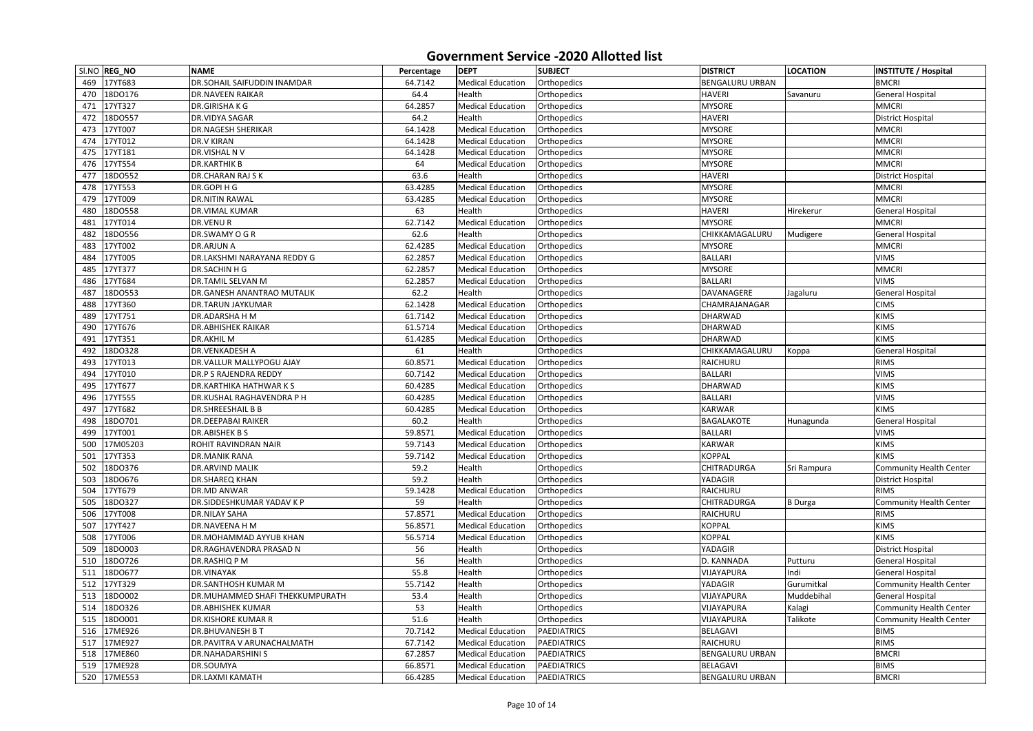# Government Service -2020 Allotted list

| Sl.NO | REG_NO | NAME | Percentage | DEPT | SUBJECT | DISTRICT | LOCATION | INSTITUTE / Hospital |
|---|---|---|---|---|---|---|---|---|
| 469 | 17YT683 | DR.SOHAIL SAIFUDDIN INAMDAR | 64.7142 | Medical Education | Orthopedics | BENGALURU URBAN | | BMCRI |
| 470 | 18DO176 | DR.NAVEEN RAIKAR | 64.4 | Health | Orthopedics | HAVERI | Savanuru | General Hospital |
| 471 | 17YT327 | DR.GIRISHA K G | 64.2857 | Medical Education | Orthopedics | MYSORE | | MMCRI |
| 472 | 18DO557 | DR.VIDYA SAGAR | 64.2 | Health | Orthopedics | HAVERI | | District Hospital |
| 473 | 17YT007 | DR.NAGESH SHERIKAR | 64.1428 | Medical Education | Orthopedics | MYSORE | | MMCRI |
| 474 | 17YT012 | DR.V KIRAN | 64.1428 | Medical Education | Orthopedics | MYSORE | | MMCRI |
| 475 | 17YT181 | DR.VISHAL N V | 64.1428 | Medical Education | Orthopedics | MYSORE | | MMCRI |
| 476 | 17YT554 | DR.KARTHIK B | 64 | Medical Education | Orthopedics | MYSORE | | MMCRI |
| 477 | 18DO552 | DR.CHARAN RAJ S K | 63.6 | Health | Orthopedics | HAVERI | | District Hospital |
| 478 | 17YT553 | DR.GOPI H G | 63.4285 | Medical Education | Orthopedics | MYSORE | | MMCRI |
| 479 | 17YT009 | DR.NITIN RAWAL | 63.4285 | Medical Education | Orthopedics | MYSORE | | MMCRI |
| 480 | 18DO558 | DR.VIMAL KUMAR | 63 | Health | Orthopedics | HAVERI | Hirekerur | General Hospital |
| 481 | 17YT014 | DR.VENU R | 62.7142 | Medical Education | Orthopedics | MYSORE | | MMCRI |
| 482 | 18DO556 | DR.SWAMY O G R | 62.6 | Health | Orthopedics | CHIKKAMAGALURU | Mudigere | General Hospital |
| 483 | 17YT002 | DR.ARJUN A | 62.4285 | Medical Education | Orthopedics | MYSORE | | MMCRI |
| 484 | 17YT005 | DR.LAKSHMI NARAYANA REDDY G | 62.2857 | Medical Education | Orthopedics | BALLARI | | VIMS |
| 485 | 17YT377 | DR.SACHIN H G | 62.2857 | Medical Education | Orthopedics | MYSORE | | MMCRI |
| 486 | 17YT684 | DR.TAMIL SELVAN M | 62.2857 | Medical Education | Orthopedics | BALLARI | | VIMS |
| 487 | 18DO553 | DR.GANESH ANANTRAO MUTALIK | 62.2 | Health | Orthopedics | DAVANAGERE | Jagaluru | General Hospital |
| 488 | 17YT360 | DR.TARUN JAYKUMAR | 62.1428 | Medical Education | Orthopedics | CHAMRAJANAGAR | | CIMS |
| 489 | 17YT751 | DR.ADARSHA H M | 61.7142 | Medical Education | Orthopedics | DHARWAD | | KIMS |
| 490 | 17YT676 | DR.ABHISHEK RAIKAR | 61.5714 | Medical Education | Orthopedics | DHARWAD | | KIMS |
| 491 | 17YT351 | DR.AKHIL M | 61.4285 | Medical Education | Orthopedics | DHARWAD | | KIMS |
| 492 | 18DO328 | DR.VENKADESH A | 61 | Health | Orthopedics | CHIKKAMAGALURU | Koppa | General Hospital |
| 493 | 17YT013 | DR.VALLUR MALLYPOGU AJAY | 60.8571 | Medical Education | Orthopedics | RAICHURU | | RIMS |
| 494 | 17YT010 | DR.P S RAJENDRA REDDY | 60.7142 | Medical Education | Orthopedics | BALLARI | | VIMS |
| 495 | 17YT677 | DR.KARTHIKA HATHWAR K S | 60.4285 | Medical Education | Orthopedics | DHARWAD | | KIMS |
| 496 | 17YT555 | DR.KUSHAL RAGHAVENDRA P H | 60.4285 | Medical Education | Orthopedics | BALLARI | | VIMS |
| 497 | 17YT682 | DR.SHREESHAIL B B | 60.4285 | Medical Education | Orthopedics | KARWAR | | KIMS |
| 498 | 18DO701 | DR.DEEPABAI RAIKER | 60.2 | Health | Orthopedics | BAGALAKOTE | Hunagunda | General Hospital |
| 499 | 17YT001 | DR.ABISHEK B S | 59.8571 | Medical Education | Orthopedics | BALLARI | | VIMS |
| 500 | 17M05203 | ROHIT RAVINDRAN NAIR | 59.7143 | Medical Education | Orthopedics | KARWAR | | KIMS |
| 501 | 17YT353 | DR.MANIK RANA | 59.7142 | Medical Education | Orthopedics | KOPPAL | | KIMS |
| 502 | 18DO376 | DR.ARVIND MALIK | 59.2 | Health | Orthopedics | CHITRADURGA | Sri Rampura | Community Health Center |
| 503 | 18DO676 | DR.SHAREQ KHAN | 59.2 | Health | Orthopedics | YADAGIR | | District Hospital |
| 504 | 17YT679 | DR.MD ANWAR | 59.1428 | Medical Education | Orthopedics | RAICHURU | | RIMS |
| 505 | 18DO327 | DR.SIDDESHKUMAR YADAV K P | 59 | Health | Orthopedics | CHITRADURGA | B Durga | Community Health Center |
| 506 | 17YT008 | DR.NILAY SAHA | 57.8571 | Medical Education | Orthopedics | RAICHURU | | RIMS |
| 507 | 17YT427 | DR.NAVEENA H M | 56.8571 | Medical Education | Orthopedics | KOPPAL | | KIMS |
| 508 | 17YT006 | DR.MOHAMMAD AYYUB KHAN | 56.5714 | Medical Education | Orthopedics | KOPPAL | | KIMS |
| 509 | 18DO003 | DR.RAGHAVENDRA PRASAD N | 56 | Health | Orthopedics | YADAGIR | | District Hospital |
| 510 | 18DO726 | DR.RASHIQ P M | 56 | Health | Orthopedics | D. KANNADA | Putturu | General Hospital |
| 511 | 18DO677 | DR.VINAYAK | 55.8 | Health | Orthopedics | VIJAYAPURA | Indi | General Hospital |
| 512 | 17YT329 | DR.SANTHOSH KUMAR M | 55.7142 | Health | Orthopedics | YADAGIR | Gurumitkal | Community Health Center |
| 513 | 18DO002 | DR.MUHAMMED SHAFI THEKKUMPURATH | 53.4 | Health | Orthopedics | VIJAYAPURA | Muddebihal | General Hospital |
| 514 | 18DO326 | DR.ABHISHEK KUMAR | 53 | Health | Orthopedics | VIJAYAPURA | Kalagi | Community Health Center |
| 515 | 18DO001 | DR.KISHORE KUMAR R | 51.6 | Health | Orthopedics | VIJAYAPURA | Talikote | Community Health Center |
| 516 | 17ME926 | DR.BHUVANESH B T | 70.7142 | Medical Education | PAEDIATRICS | BELAGAVI | | BIMS |
| 517 | 17ME927 | DR.PAVITRA V ARUNACHALMATH | 67.7142 | Medical Education | PAEDIATRICS | RAICHURU | | RIMS |
| 518 | 17ME860 | DR.NAHADARSHINI S | 67.2857 | Medical Education | PAEDIATRICS | BENGALURU URBAN | | BMCRI |
| 519 | 17ME928 | DR.SOUMYA | 66.8571 | Medical Education | PAEDIATRICS | BELAGAVI | | BIMS |
| 520 | 17ME553 | DR.LAXMI KAMATH | 66.4285 | Medical Education | PAEDIATRICS | BENGALURU URBAN | | BMCRI |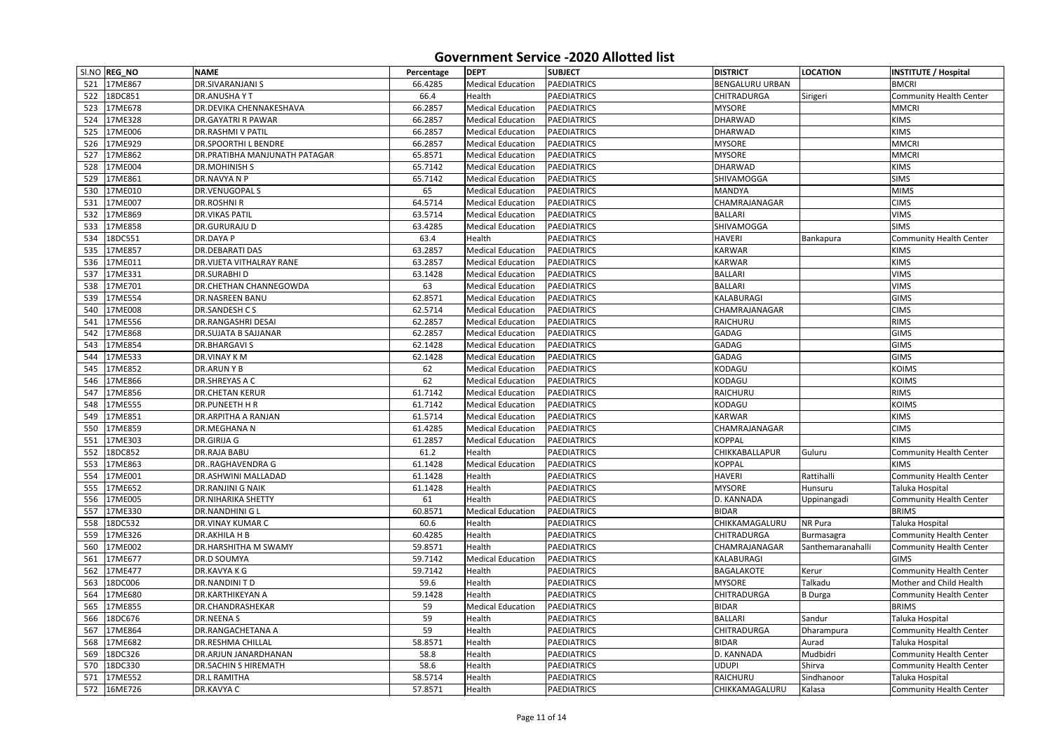# Government Service -2020 Allotted list

| Sl.NO | REG_NO | NAME | Percentage | DEPT | SUBJECT | DISTRICT | LOCATION | INSTITUTE / Hospital |
|---|---|---|---|---|---|---|---|---|
| 521 | 17ME867 | DR.SIVARANJANI S | 66.4285 | Medical Education | PAEDIATRICS | BENGALURU URBAN | | BMCRI |
| 522 | 18DC851 | DR.ANUSHA Y T | 66.4 | Health | PAEDIATRICS | CHITRADURGA | Sirigeri | Community Health Center |
| 523 | 17ME678 | DR.DEVIKA CHENNAKESHAVA | 66.2857 | Medical Education | PAEDIATRICS | MYSORE | | MMCRI |
| 524 | 17ME328 | DR.GAYATRI R PAWAR | 66.2857 | Medical Education | PAEDIATRICS | DHARWAD | | KIMS |
| 525 | 17ME006 | DR.RASHMI V PATIL | 66.2857 | Medical Education | PAEDIATRICS | DHARWAD | | KIMS |
| 526 | 17ME929 | DR.SPOORTHI L BENDRE | 66.2857 | Medical Education | PAEDIATRICS | MYSORE | | MMCRI |
| 527 | 17ME862 | DR.PRATIBHA MANJUNATH PATAGAR | 65.8571 | Medical Education | PAEDIATRICS | MYSORE | | MMCRI |
| 528 | 17ME004 | DR.MOHINISH S | 65.7142 | Medical Education | PAEDIATRICS | DHARWAD | | KIMS |
| 529 | 17ME861 | DR.NAVYA N P | 65.7142 | Medical Education | PAEDIATRICS | SHIVAMOGGA | | SIMS |
| 530 | 17ME010 | DR.VENUGOPAL S | 65 | Medical Education | PAEDIATRICS | MANDYA | | MIMS |
| 531 | 17ME007 | DR.ROSHNI R | 64.5714 | Medical Education | PAEDIATRICS | CHAMRAJANAGAR | | CIMS |
| 532 | 17ME869 | DR.VIKAS PATIL | 63.5714 | Medical Education | PAEDIATRICS | BALLARI | | VIMS |
| 533 | 17ME858 | DR.GURURAJU D | 63.4285 | Medical Education | PAEDIATRICS | SHIVAMOGGA | | SIMS |
| 534 | 18DC551 | DR.DAYA P | 63.4 | Health | PAEDIATRICS | HAVERI | Bankapura | Community Health Center |
| 535 | 17ME857 | DR.DEBARATI DAS | 63.2857 | Medical Education | PAEDIATRICS | KARWAR | | KIMS |
| 536 | 17ME011 | DR.VIJETA VITHALRAY RANE | 63.2857 | Medical Education | PAEDIATRICS | KARWAR | | KIMS |
| 537 | 17ME331 | DR.SURABHI D | 63.1428 | Medical Education | PAEDIATRICS | BALLARI | | VIMS |
| 538 | 17ME701 | DR.CHETHAN CHANNEGOWDA | 63 | Medical Education | PAEDIATRICS | BALLARI | | VIMS |
| 539 | 17ME554 | DR.NASREEN BANU | 62.8571 | Medical Education | PAEDIATRICS | KALABURAGI | | GIMS |
| 540 | 17ME008 | DR.SANDESH C S | 62.5714 | Medical Education | PAEDIATRICS | CHAMRAJANAGAR | | CIMS |
| 541 | 17ME556 | DR.RANGASHRI DESAI | 62.2857 | Medical Education | PAEDIATRICS | RAICHURU | | RIMS |
| 542 | 17ME868 | DR.SUJATA B SAJJANAR | 62.2857 | Medical Education | PAEDIATRICS | GADAG | | GIMS |
| 543 | 17ME854 | DR.BHARGAVI S | 62.1428 | Medical Education | PAEDIATRICS | GADAG | | GIMS |
| 544 | 17ME533 | DR.VINAY K M | 62.1428 | Medical Education | PAEDIATRICS | GADAG | | GIMS |
| 545 | 17ME852 | DR.ARUN Y B | 62 | Medical Education | PAEDIATRICS | KODAGU | | KOIMS |
| 546 | 17ME866 | DR.SHREYAS A C | 62 | Medical Education | PAEDIATRICS | KODAGU | | KOIMS |
| 547 | 17ME856 | DR.CHETAN KERUR | 61.7142 | Medical Education | PAEDIATRICS | RAICHURU | | RIMS |
| 548 | 17ME555 | DR.PUNEETH H R | 61.7142 | Medical Education | PAEDIATRICS | KODAGU | | KOIMS |
| 549 | 17ME851 | DR.ARPITHA A RANJAN | 61.5714 | Medical Education | PAEDIATRICS | KARWAR | | KIMS |
| 550 | 17ME859 | DR.MEGHANA N | 61.4285 | Medical Education | PAEDIATRICS | CHAMRAJANAGAR | | CIMS |
| 551 | 17ME303 | DR.GIRIJA G | 61.2857 | Medical Education | PAEDIATRICS | KOPPAL | | KIMS |
| 552 | 18DC852 | DR.RAJA BABU | 61.2 | Health | PAEDIATRICS | CHIKKABALLAPUR | Guluru | Community Health Center |
| 553 | 17ME863 | DR..RAGHAVENDRA G | 61.1428 | Medical Education | PAEDIATRICS | KOPPAL | | KIMS |
| 554 | 17ME001 | DR.ASHWINI MALLADAD | 61.1428 | Health | PAEDIATRICS | HAVERI | Rattihalli | Community Health Center |
| 555 | 17ME652 | DR.RANJINI G NAIK | 61.1428 | Health | PAEDIATRICS | MYSORE | Hunsuru | Taluka Hospital |
| 556 | 17ME005 | DR.NIHARIKA SHETTY | 61 | Health | PAEDIATRICS | D. KANNADA | Uppinangadi | Community Health Center |
| 557 | 17ME330 | DR.NANDHINI G L | 60.8571 | Medical Education | PAEDIATRICS | BIDAR | | BRIMS |
| 558 | 18DC532 | DR.VINAY KUMAR C | 60.6 | Health | PAEDIATRICS | CHIKKAMAGALURU | NR Pura | Taluka Hospital |
| 559 | 17ME326 | DR.AKHILA H B | 60.4285 | Health | PAEDIATRICS | CHITRADURGA | Burmasagra | Community Health Center |
| 560 | 17ME002 | DR.HARSHITHA M SWAMY | 59.8571 | Health | PAEDIATRICS | CHAMRAJANAGAR | Santhemaranahalli | Community Health Center |
| 561 | 17ME677 | DR.D SOUMYA | 59.7142 | Medical Education | PAEDIATRICS | KALABURAGI | | GIMS |
| 562 | 17ME477 | DR.KAVYA K G | 59.7142 | Health | PAEDIATRICS | BAGALAKOTE | Kerur | Community Health Center |
| 563 | 18DC006 | DR.NANDINI T D | 59.6 | Health | PAEDIATRICS | MYSORE | Talkadu | Mother and Child Health |
| 564 | 17ME680 | DR.KARTHIKEYAN A | 59.1428 | Health | PAEDIATRICS | CHITRADURGA | B Durga | Community Health Center |
| 565 | 17ME855 | DR.CHANDRASHEKAR | 59 | Medical Education | PAEDIATRICS | BIDAR | | BRIMS |
| 566 | 18DC676 | DR.NEENA S | 59 | Health | PAEDIATRICS | BALLARI | Sandur | Taluka Hospital |
| 567 | 17ME864 | DR.RANGACHETANA A | 59 | Health | PAEDIATRICS | CHITRADURGA | Dharampura | Community Health Center |
| 568 | 17ME682 | DR.RESHMA CHILLAL | 58.8571 | Health | PAEDIATRICS | BIDAR | Aurad | Taluka Hospital |
| 569 | 18DC326 | DR.ARJUN JANARDHANAN | 58.8 | Health | PAEDIATRICS | D. KANNADA | Mudbidri | Community Health Center |
| 570 | 18DC330 | DR.SACHIN S HIREMATH | 58.6 | Health | PAEDIATRICS | UDUPI | Shirva | Community Health Center |
| 571 | 17ME552 | DR.L RAMITHA | 58.5714 | Health | PAEDIATRICS | RAICHURU | Sindhanoor | Taluka Hospital |
| 572 | 16ME726 | DR.KAVYA C | 57.8571 | Health | PAEDIATRICS | CHIKKAMAGALURU | Kalasa | Community Health Center |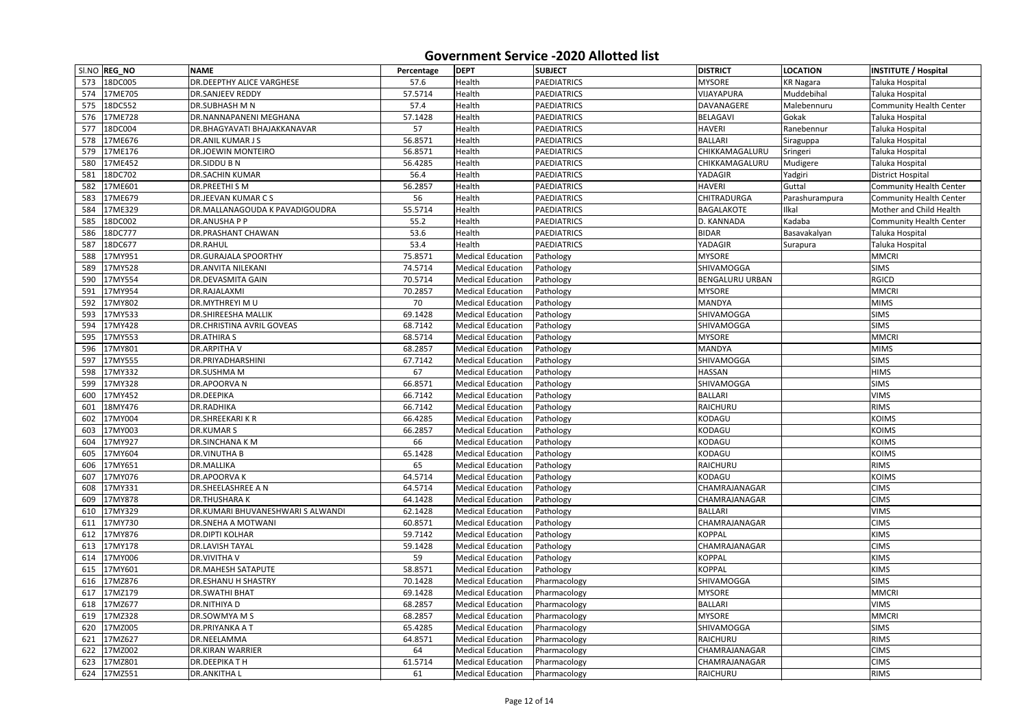# Government Service -2020 Allotted list

| Sl.NO | REG_NO | NAME | Percentage | DEPT | SUBJECT | DISTRICT | LOCATION | INSTITUTE / Hospital |
|---|---|---|---|---|---|---|---|---|
| 573 | 18DC005 | DR.DEEPTHY ALICE VARGHESE | 57.6 | Health | PAEDIATRICS | MYSORE | KR Nagara | Taluka Hospital |
| 574 | 17ME705 | DR.SANJEEV REDDY | 57.5714 | Health | PAEDIATRICS | VIJAYAPURA | Muddebihal | Taluka Hospital |
| 575 | 18DC552 | DR.SUBHASH M N | 57.4 | Health | PAEDIATRICS | DAVANAGERE | Malebennuru | Community Health Center |
| 576 | 17ME728 | DR.NANNAPANENI MEGHANA | 57.1428 | Health | PAEDIATRICS | BELAGAVI | Gokak | Taluka Hospital |
| 577 | 18DC004 | DR.BHAGYAVATI BHAJAKKANAVAR | 57 | Health | PAEDIATRICS | HAVERI | Ranebennur | Taluka Hospital |
| 578 | 17ME676 | DR.ANIL KUMAR J S | 56.8571 | Health | PAEDIATRICS | BALLARI | Siraguppa | Taluka Hospital |
| 579 | 17ME176 | DR.JOEWIN MONTEIRO | 56.8571 | Health | PAEDIATRICS | CHIKKAMAGALURU | Sringeri | Taluka Hospital |
| 580 | 17ME452 | DR.SIDDU B N | 56.4285 | Health | PAEDIATRICS | CHIKKAMAGALURU | Mudigere | Taluka Hospital |
| 581 | 18DC702 | DR.SACHIN KUMAR | 56.4 | Health | PAEDIATRICS | YADAGIR | Yadgiri | District Hospital |
| 582 | 17ME601 | DR.PREETHI S M | 56.2857 | Health | PAEDIATRICS | HAVERI | Guttal | Community Health Center |
| 583 | 17ME679 | DR.JEEVAN KUMAR C S | 56 | Health | PAEDIATRICS | CHITRADURGA | Parashurampura | Community Health Center |
| 584 | 17ME329 | DR.MALLANAGOUDA K PAVADIGOUDRA | 55.5714 | Health | PAEDIATRICS | BAGALAKOTE | Ilkal | Mother and Child Health |
| 585 | 18DC002 | DR.ANUSHA P P | 55.2 | Health | PAEDIATRICS | D. KANNADA | Kadaba | Community Health Center |
| 586 | 18DC777 | DR.PRASHANT CHAWAN | 53.6 | Health | PAEDIATRICS | BIDAR | Basavakalyan | Taluka Hospital |
| 587 | 18DC677 | DR.RAHUL | 53.4 | Health | PAEDIATRICS | YADAGIR | Surapura | Taluka Hospital |
| 588 | 17MY951 | DR.GURAJALA SPOORTHY | 75.8571 | Medical Education | Pathology | MYSORE | | MMCRI |
| 589 | 17MY528 | DR.ANVITA NILEKANI | 74.5714 | Medical Education | Pathology | SHIVAMOGGA | | SIMS |
| 590 | 17MY554 | DR.DEVASMITA GAIN | 70.5714 | Medical Education | Pathology | BENGALURU URBAN | | RGICD |
| 591 | 17MY954 | DR.RAJALAXMI | 70.2857 | Medical Education | Pathology | MYSORE | | MMCRI |
| 592 | 17MY802 | DR.MYTHREYI M U | 70 | Medical Education | Pathology | MANDYA | | MIMS |
| 593 | 17MY533 | DR.SHIREESHA MALLIK | 69.1428 | Medical Education | Pathology | SHIVAMOGGA | | SIMS |
| 594 | 17MY428 | DR.CHRISTINA AVRIL GOVEAS | 68.7142 | Medical Education | Pathology | SHIVAMOGGA | | SIMS |
| 595 | 17MY553 | DR.ATHIRA S | 68.5714 | Medical Education | Pathology | MYSORE | | MMCRI |
| 596 | 17MY801 | DR.ARPITHA V | 68.2857 | Medical Education | Pathology | MANDYA | | MIMS |
| 597 | 17MY555 | DR.PRIYADHARSHINI | 67.7142 | Medical Education | Pathology | SHIVAMOGGA | | SIMS |
| 598 | 17MY332 | DR.SUSHMA M | 67 | Medical Education | Pathology | HASSAN | | HIMS |
| 599 | 17MY328 | DR.APOORVA N | 66.8571 | Medical Education | Pathology | SHIVAMOGGA | | SIMS |
| 600 | 17MY452 | DR.DEEPIKA | 66.7142 | Medical Education | Pathology | BALLARI | | VIMS |
| 601 | 18MY476 | DR.RADHIKA | 66.7142 | Medical Education | Pathology | RAICHURU | | RIMS |
| 602 | 17MY004 | DR.SHREEKARI K R | 66.4285 | Medical Education | Pathology | KODAGU | | KOIMS |
| 603 | 17MY003 | DR.KUMAR S | 66.2857 | Medical Education | Pathology | KODAGU | | KOIMS |
| 604 | 17MY927 | DR.SINCHANA K M | 66 | Medical Education | Pathology | KODAGU | | KOIMS |
| 605 | 17MY604 | DR.VINUTHA B | 65.1428 | Medical Education | Pathology | KODAGU | | KOIMS |
| 606 | 17MY651 | DR.MALLIKA | 65 | Medical Education | Pathology | RAICHURU | | RIMS |
| 607 | 17MY076 | DR.APOORVA K | 64.5714 | Medical Education | Pathology | KODAGU | | KOIMS |
| 608 | 17MY331 | DR.SHEELASHREE A N | 64.5714 | Medical Education | Pathology | CHAMRAJANAGAR | | CIMS |
| 609 | 17MY878 | DR.THUSHARA K | 64.1428 | Medical Education | Pathology | CHAMRAJANAGAR | | CIMS |
| 610 | 17MY329 | DR.KUMARI BHUVANESHWARI S ALWANDI | 62.1428 | Medical Education | Pathology | BALLARI | | VIMS |
| 611 | 17MY730 | DR.SNEHA A MOTWANI | 60.8571 | Medical Education | Pathology | CHAMRAJANAGAR | | CIMS |
| 612 | 17MY876 | DR.DIPTI KOLHAR | 59.7142 | Medical Education | Pathology | KOPPAL | | KIMS |
| 613 | 17MY178 | DR.LAVISH TAYAL | 59.1428 | Medical Education | Pathology | CHAMRAJANAGAR | | CIMS |
| 614 | 17MY006 | DR.VIVITHA V | 59 | Medical Education | Pathology | KOPPAL | | KIMS |
| 615 | 17MY601 | DR.MAHESH SATAPUTE | 58.8571 | Medical Education | Pathology | KOPPAL | | KIMS |
| 616 | 17MZ876 | DR.ESHANU H SHASTRY | 70.1428 | Medical Education | Pharmacology | SHIVAMOGGA | | SIMS |
| 617 | 17MZ179 | DR.SWATHI BHAT | 69.1428 | Medical Education | Pharmacology | MYSORE | | MMCRI |
| 618 | 17MZ677 | DR.NITHIYA D | 68.2857 | Medical Education | Pharmacology | BALLARI | | VIMS |
| 619 | 17MZ328 | DR.SOWMYA M S | 68.2857 | Medical Education | Pharmacology | MYSORE | | MMCRI |
| 620 | 17MZ005 | DR.PRIYANKA A T | 65.4285 | Medical Education | Pharmacology | SHIVAMOGGA | | SIMS |
| 621 | 17MZ627 | DR.NEELAMMA | 64.8571 | Medical Education | Pharmacology | RAICHURU | | RIMS |
| 622 | 17MZ002 | DR.KIRAN WARRIER | 64 | Medical Education | Pharmacology | CHAMRAJANAGAR | | CIMS |
| 623 | 17MZ801 | DR.DEEPIKA T H | 61.5714 | Medical Education | Pharmacology | CHAMRAJANAGAR | | CIMS |
| 624 | 17MZ551 | DR.ANKITHA L | 61 | Medical Education | Pharmacology | RAICHURU | | RIMS |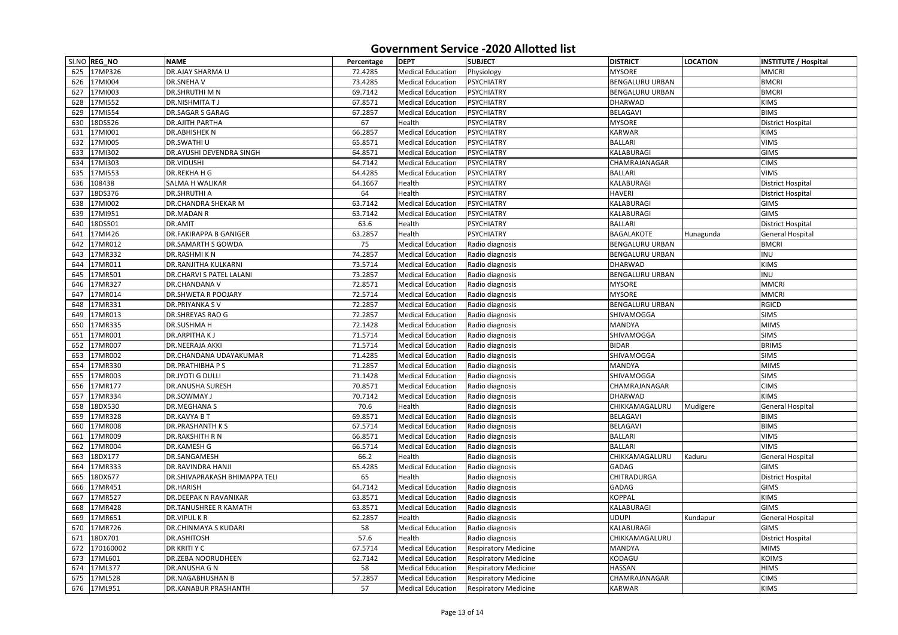# Government Service -2020 Allotted list

| Sl.NO | REG_NO | NAME | Percentage | DEPT | SUBJECT | DISTRICT | LOCATION | INSTITUTE / Hospital |
|---|---|---|---|---|---|---|---|---|
| 625 | 17MP326 | DR.AJAY SHARMA U | 72.4285 | Medical Education | Physiology | MYSORE | | MMCRI |
| 626 | 17MI004 | DR.SNEHA V | 73.4285 | Medical Education | PSYCHIATRY | BENGALURU URBAN | | BMCRI |
| 627 | 17MI003 | DR.SHRUTHI M N | 69.7142 | Medical Education | PSYCHIATRY | BENGALURU URBAN | | BMCRI |
| 628 | 17MI552 | DR.NISHMITA T J | 67.8571 | Medical Education | PSYCHIATRY | DHARWAD | | KIMS |
| 629 | 17MI554 | DR.SAGAR S GARAG | 67.2857 | Medical Education | PSYCHIATRY | BELAGAVI | | BIMS |
| 630 | 18DS526 | DR.AJITH PARTHA | 67 | Health | PSYCHIATRY | MYSORE | | District Hospital |
| 631 | 17MI001 | DR.ABHISHEK N | 66.2857 | Medical Education | PSYCHIATRY | KARWAR | | KIMS |
| 632 | 17MI005 | DR.SWATHI U | 65.8571 | Medical Education | PSYCHIATRY | BALLARI | | VIMS |
| 633 | 17MI302 | DR.AYUSHI DEVENDRA SINGH | 64.8571 | Medical Education | PSYCHIATRY | KALABURAGI | | GIMS |
| 634 | 17MI303 | DR.VIDUSHI | 64.7142 | Medical Education | PSYCHIATRY | CHAMRAJANAGAR | | CIMS |
| 635 | 17MI553 | DR.REKHA H G | 64.4285 | Medical Education | PSYCHIATRY | BALLARI | | VIMS |
| 636 | 108438 | SALMA H WALIKAR | 64.1667 | Health | PSYCHIATRY | KALABURAGI | | District Hospital |
| 637 | 18DS376 | DR.SHRUTHI A | 64 | Health | PSYCHIATRY | HAVERI | | District Hospital |
| 638 | 17MI002 | DR.CHANDRA SHEKAR M | 63.7142 | Medical Education | PSYCHIATRY | KALABURAGI | | GIMS |
| 639 | 17MI951 | DR.MADAN R | 63.7142 | Medical Education | PSYCHIATRY | KALABURAGI | | GIMS |
| 640 | 18DS501 | DR.AMIT | 63.6 | Health | PSYCHIATRY | BALLARI | | District Hospital |
| 641 | 17MI426 | DR.FAKIRAPPA B GANIGER | 63.2857 | Health | PSYCHIATRY | BAGALAKOTE | Hunagunda | General Hospital |
| 642 | 17MR012 | DR.SAMARTH S GOWDA | 75 | Medical Education | Radio diagnosis | BENGALURU URBAN | | BMCRI |
| 643 | 17MR332 | DR.RASHMI K N | 74.2857 | Medical Education | Radio diagnosis | BENGALURU URBAN | | INU |
| 644 | 17MR011 | DR.RANJITHA KULKARNI | 73.5714 | Medical Education | Radio diagnosis | DHARWAD | | KIMS |
| 645 | 17MR501 | DR.CHARVI S PATEL LALANI | 73.2857 | Medical Education | Radio diagnosis | BENGALURU URBAN | | INU |
| 646 | 17MR327 | DR.CHANDANA V | 72.8571 | Medical Education | Radio diagnosis | MYSORE | | MMCRI |
| 647 | 17MR014 | DR.SHWETA R POOJARY | 72.5714 | Medical Education | Radio diagnosis | MYSORE | | MMCRI |
| 648 | 17MR331 | DR.PRIYANKA S V | 72.2857 | Medical Education | Radio diagnosis | BENGALURU URBAN | | RGICD |
| 649 | 17MR013 | DR.SHREYAS RAO G | 72.2857 | Medical Education | Radio diagnosis | SHIVAMOGGA | | SIMS |
| 650 | 17MR335 | DR.SUSHMA H | 72.1428 | Medical Education | Radio diagnosis | MANDYA | | MIMS |
| 651 | 17MR001 | DR.ARPITHA K J | 71.5714 | Medical Education | Radio diagnosis | SHIVAMOGGA | | SIMS |
| 652 | 17MR007 | DR.NEERAJA AKKI | 71.5714 | Medical Education | Radio diagnosis | BIDAR | | BRIMS |
| 653 | 17MR002 | DR.CHANDANA UDAYAKUMAR | 71.4285 | Medical Education | Radio diagnosis | SHIVAMOGGA | | SIMS |
| 654 | 17MR330 | DR.PRATHIBHA P S | 71.2857 | Medical Education | Radio diagnosis | MANDYA | | MIMS |
| 655 | 17MR003 | DR.JYOTI G DULLI | 71.1428 | Medical Education | Radio diagnosis | SHIVAMOGGA | | SIMS |
| 656 | 17MR177 | DR.ANUSHA SURESH | 70.8571 | Medical Education | Radio diagnosis | CHAMRAJANAGAR | | CIMS |
| 657 | 17MR334 | DR.SOWMAY J | 70.7142 | Medical Education | Radio diagnosis | DHARWAD | | KIMS |
| 658 | 18DX530 | DR.MEGHANA S | 70.6 | Health | Radio diagnosis | CHIKKAMAGALURU | Mudigere | General Hospital |
| 659 | 17MR328 | DR.KAVYA B T | 69.8571 | Medical Education | Radio diagnosis | BELAGAVI | | BIMS |
| 660 | 17MR008 | DR.PRASHANTH K S | 67.5714 | Medical Education | Radio diagnosis | BELAGAVI | | BIMS |
| 661 | 17MR009 | DR.RAKSHITH R N | 66.8571 | Medical Education | Radio diagnosis | BALLARI | | VIMS |
| 662 | 17MR004 | DR.KAMESH G | 66.5714 | Medical Education | Radio diagnosis | BALLARI | | VIMS |
| 663 | 18DX177 | DR.SANGAMESH | 66.2 | Health | Radio diagnosis | CHIKKAMAGALURU | Kaduru | General Hospital |
| 664 | 17MR333 | DR.RAVINDRA HANJI | 65.4285 | Medical Education | Radio diagnosis | GADAG | | GIMS |
| 665 | 18DX677 | DR.SHIVAPRAKASH BHIMAPPA TELI | 65 | Health | Radio diagnosis | CHITRADURGA | | District Hospital |
| 666 | 17MR451 | DR.HARISH | 64.7142 | Medical Education | Radio diagnosis | GADAG | | GIMS |
| 667 | 17MR527 | DR.DEEPAK N RAVANIKAR | 63.8571 | Medical Education | Radio diagnosis | KOPPAL | | KIMS |
| 668 | 17MR428 | DR.TANUSHREE R KAMATH | 63.8571 | Medical Education | Radio diagnosis | KALABURAGI | | GIMS |
| 669 | 17MR651 | DR.VIPUL K R | 62.2857 | Health | Radio diagnosis | UDUPI | Kundapur | General Hospital |
| 670 | 17MR726 | DR.CHINMAYA S KUDARI | 58 | Medical Education | Radio diagnosis | KALABURAGI | | GIMS |
| 671 | 18DX701 | DR.ASHITOSH | 57.6 | Health | Radio diagnosis | CHIKKAMAGALURU | | District Hospital |
| 672 | 170160002 | DR KRITI Y C | 67.5714 | Medical Education | Respiratory Medicine | MANDYA | | MIMS |
| 673 | 17ML601 | DR.ZEBA NOORUDHEEN | 62.7142 | Medical Education | Respiratory Medicine | KODAGU | | KOIMS |
| 674 | 17ML377 | DR.ANUSHA G N | 58 | Medical Education | Respiratory Medicine | HASSAN | | HIMS |
| 675 | 17ML528 | DR.NAGABHUSHAN B | 57.2857 | Medical Education | Respiratory Medicine | CHAMRAJANAGAR | | CIMS |
| 676 | 17ML951 | DR.KANABUR PRASHANTH | 57 | Medical Education | Respiratory Medicine | KARWAR | | KIMS |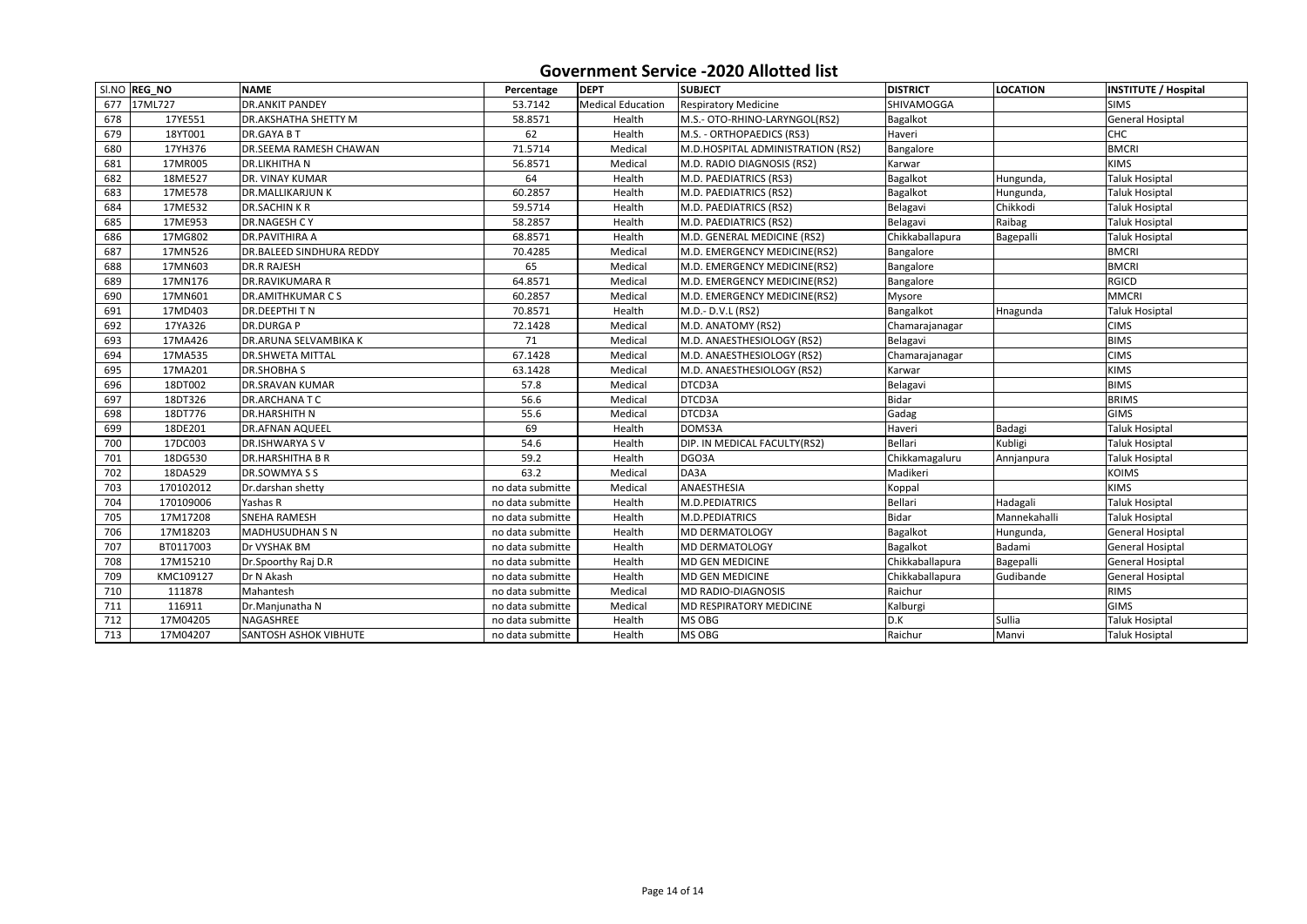# Government Service -2020 Allotted list

| Sl.NO | REG_NO | NAME | Percentage | DEPT | SUBJECT | DISTRICT | LOCATION | INSTITUTE / Hospital |
|---|---|---|---|---|---|---|---|---|
| 677 | 17ML727 | DR.ANKIT PANDEY | 53.7142 | Medical Education | Respiratory Medicine | SHIVAMOGGA | | SIMS |
| 678 | 17YE551 | DR.AKSHATHA SHETTY M | 58.8571 | Health | M.S.- OTO-RHINO-LARYNGOL(RS2) | Bagalkot | | General Hosiptal |
| 679 | 18YT001 | DR.GAYA B T | 62 | Health | M.S. - ORTHOPAEDICS (RS3) | Haveri | | CHC |
| 680 | 17YH376 | DR.SEEMA RAMESH CHAWAN | 71.5714 | Medical | M.D.HOSPITAL ADMINISTRATION (RS2) | Bangalore | | BMCRI |
| 681 | 17MR005 | DR.LIKHITHA N | 56.8571 | Medical | M.D. RADIO DIAGNOSIS (RS2) | Karwar | | KIMS |
| 682 | 18ME527 | DR. VINAY KUMAR | 64 | Health | M.D. PAEDIATRICS (RS3) | Bagalkot | Hungunda, | Taluk Hosiptal |
| 683 | 17ME578 | DR.MALLIKARJUN K | 60.2857 | Health | M.D. PAEDIATRICS (RS2) | Bagalkot | Hungunda, | Taluk Hosiptal |
| 684 | 17ME532 | DR.SACHIN K R | 59.5714 | Health | M.D. PAEDIATRICS (RS2) | Belagavi | Chikkodi | Taluk Hosiptal |
| 685 | 17ME953 | DR.NAGESH C Y | 58.2857 | Health | M.D. PAEDIATRICS (RS2) | Belagavi | Raibag | Taluk Hosiptal |
| 686 | 17MG802 | DR.PAVITHIRA A | 68.8571 | Health | M.D. GENERAL MEDICINE (RS2) | Chikkaballapura | Bagepalli | Taluk Hosiptal |
| 687 | 17MN526 | DR.BALEED SINDHURA REDDY | 70.4285 | Medical | M.D. EMERGENCY MEDICINE(RS2) | Bangalore | | BMCRI |
| 688 | 17MN603 | DR.R RAJESH | 65 | Medical | M.D. EMERGENCY MEDICINE(RS2) | Bangalore | | BMCRI |
| 689 | 17MN176 | DR.RAVIKUMARA R | 64.8571 | Medical | M.D. EMERGENCY MEDICINE(RS2) | Bangalore | | RGICD |
| 690 | 17MN601 | DR.AMITHKUMAR C S | 60.2857 | Medical | M.D. EMERGENCY MEDICINE(RS2) | Mysore | | MMCRI |
| 691 | 17MD403 | DR.DEEPTHI T N | 70.8571 | Health | M.D.- D.V.L (RS2) | Bangalkot | Hnagunda | Taluk Hosiptal |
| 692 | 17YA326 | DR.DURGA P | 72.1428 | Medical | M.D. ANATOMY (RS2) | Chamarajanagar | | CIMS |
| 693 | 17MA426 | DR.ARUNA SELVAMBIKA K | 71 | Medical | M.D. ANAESTHESIOLOGY (RS2) | Belagavi | | BIMS |
| 694 | 17MA535 | DR.SHWETA MITTAL | 67.1428 | Medical | M.D. ANAESTHESIOLOGY (RS2) | Chamarajanagar | | CIMS |
| 695 | 17MA201 | DR.SHOBHA S | 63.1428 | Medical | M.D. ANAESTHESIOLOGY (RS2) | Karwar | | KIMS |
| 696 | 18DT002 | DR.SRAVAN KUMAR | 57.8 | Medical | DTCD3A | Belagavi | | BIMS |
| 697 | 18DT326 | DR.ARCHANA T C | 56.6 | Medical | DTCD3A | Bidar | | BRIMS |
| 698 | 18DT776 | DR.HARSHITH N | 55.6 | Medical | DTCD3A | Gadag | | GIMS |
| 699 | 18DE201 | DR.AFNAN AQUEEL | 69 | Health | DOMS3A | Haveri | Badagi | Taluk Hosiptal |
| 700 | 17DC003 | DR.ISHWARYA S V | 54.6 | Health | DIP. IN MEDICAL FACULTY(RS2) | Bellari | Kubligi | Taluk Hosiptal |
| 701 | 18DG530 | DR.HARSHITHA B R | 59.2 | Health | DGO3A | Chikkamagaluru | Annjanpura | Taluk Hosiptal |
| 702 | 18DA529 | DR.SOWMYA S S | 63.2 | Medical | DA3A | Madikeri | | KOIMS |
| 703 | 170102012 | Dr.darshan shetty | no data submitte | Medical | ANAESTHESIA | Koppal | | KIMS |
| 704 | 170109006 | Yashas R | no data submitte | Health | M.D.PEDIATRICS | Bellari | Hadagali | Taluk Hosiptal |
| 705 | 17M17208 | SNEHA RAMESH | no data submitte | Health | M.D.PEDIATRICS | Bidar | Mannekahalli | Taluk Hosiptal |
| 706 | 17M18203 | MADHUSUDHAN S N | no data submitte | Health | MD DERMATOLOGY | Bagalkot | Hungunda, | General Hosiptal |
| 707 | BT0117003 | Dr VYSHAK BM | no data submitte | Health | MD DERMATOLOGY | Bagalkot | Badami | General Hosiptal |
| 708 | 17M15210 | Dr.Spoorthy Raj D.R | no data submitte | Health | MD GEN MEDICINE | Chikkaballapura | Bagepalli | General Hosiptal |
| 709 | KMC109127 | Dr N Akash | no data submitte | Health | MD GEN MEDICINE | Chikkaballapura | Gudibande | General Hosiptal |
| 710 | 111878 | Mahantesh | no data submitte | Medical | MD RADIO-DIAGNOSIS | Raichur | | RIMS |
| 711 | 116911 | Dr.Manjunatha N | no data submitte | Medical | MD RESPIRATORY MEDICINE | Kalburgi | | GIMS |
| 712 | 17M04205 | NAGASHREE | no data submitte | Health | MS OBG | D.K | Sullia | Taluk Hosiptal |
| 713 | 17M04207 | SANTOSH ASHOK VIBHUTE | no data submitte | Health | MS OBG | Raichur | Manvi | Taluk Hosiptal |